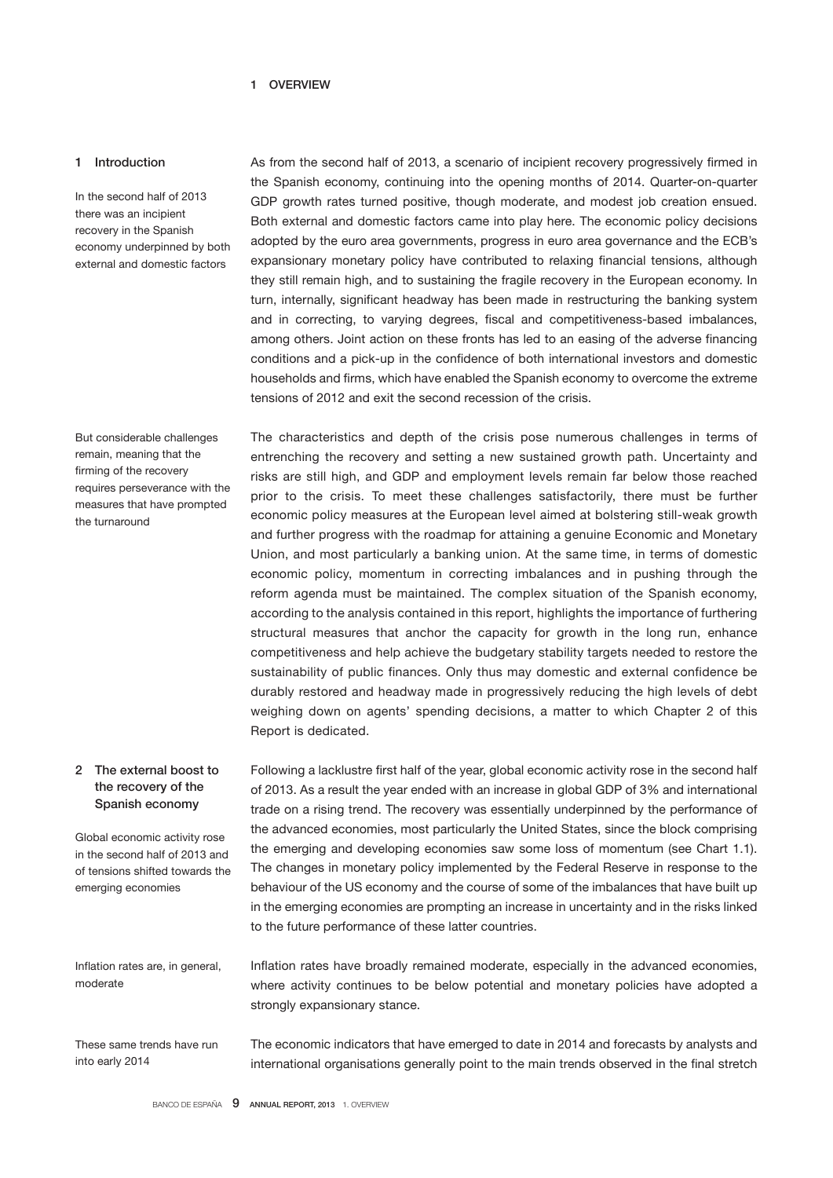# 1 OVERVIEW

## 1 Introduction

In the second half of 2013 there was an incipient recovery in the Spanish economy underpinned by both external and domestic factors

As from the second half of 2013, a scenario of incipient recovery progressively firmed in the Spanish economy, continuing into the opening months of 2014. Quarter-on-quarter GDP growth rates turned positive, though moderate, and modest job creation ensued. Both external and domestic factors came into play here. The economic policy decisions adopted by the euro area governments, progress in euro area governance and the ECB's expansionary monetary policy have contributed to relaxing financial tensions, although they still remain high, and to sustaining the fragile recovery in the European economy. In turn, internally, significant headway has been made in restructuring the banking system and in correcting, to varying degrees, fiscal and competitiveness-based imbalances, among others. Joint action on these fronts has led to an easing of the adverse financing conditions and a pick-up in the confidence of both international investors and domestic households and firms, which have enabled the Spanish economy to overcome the extreme tensions of 2012 and exit the second recession of the crisis.

But considerable challenges remain, meaning that the firming of the recovery requires perseverance with the measures that have prompted the turnaround

The characteristics and depth of the crisis pose numerous challenges in terms of entrenching the recovery and setting a new sustained growth path. Uncertainty and risks are still high, and GDP and employment levels remain far below those reached prior to the crisis. To meet these challenges satisfactorily, there must be further economic policy measures at the European level aimed at bolstering still-weak growth and further progress with the roadmap for attaining a genuine Economic and Monetary Union, and most particularly a banking union. At the same time, in terms of domestic economic policy, momentum in correcting imbalances and in pushing through the reform agenda must be maintained. The complex situation of the Spanish economy, according to the analysis contained in this report, highlights the importance of furthering structural measures that anchor the capacity for growth in the long run, enhance competitiveness and help achieve the budgetary stability targets needed to restore the sustainability of public finances. Only thus may domestic and external confidence be durably restored and headway made in progressively reducing the high levels of debt weighing down on agents' spending decisions, a matter to which Chapter 2 of this Report is dedicated.

## 2 The external boost to the recovery of the Spanish economy

Global economic activity rose in the second half of 2013 and of tensions shifted towards the emerging economies

Following a lacklustre first half of the year, global economic activity rose in the second half of 2013. As a result the year ended with an increase in global GDP of 3% and international trade on a rising trend. The recovery was essentially underpinned by the performance of the advanced economies, most particularly the United States, since the block comprising the emerging and developing economies saw some loss of momentum (see Chart 1.1). The changes in monetary policy implemented by the Federal Reserve in response to the behaviour of the US economy and the course of some of the imbalances that have built up in the emerging economies are prompting an increase in uncertainty and in the risks linked to the future performance of these latter countries.

Inflation rates are, in general, moderate

Inflation rates have broadly remained moderate, especially in the advanced economies, where activity continues to be below potential and monetary policies have adopted a strongly expansionary stance.

These same trends have run into early 2014

The economic indicators that have emerged to date in 2014 and forecasts by analysts and international organisations generally point to the main trends observed in the final stretch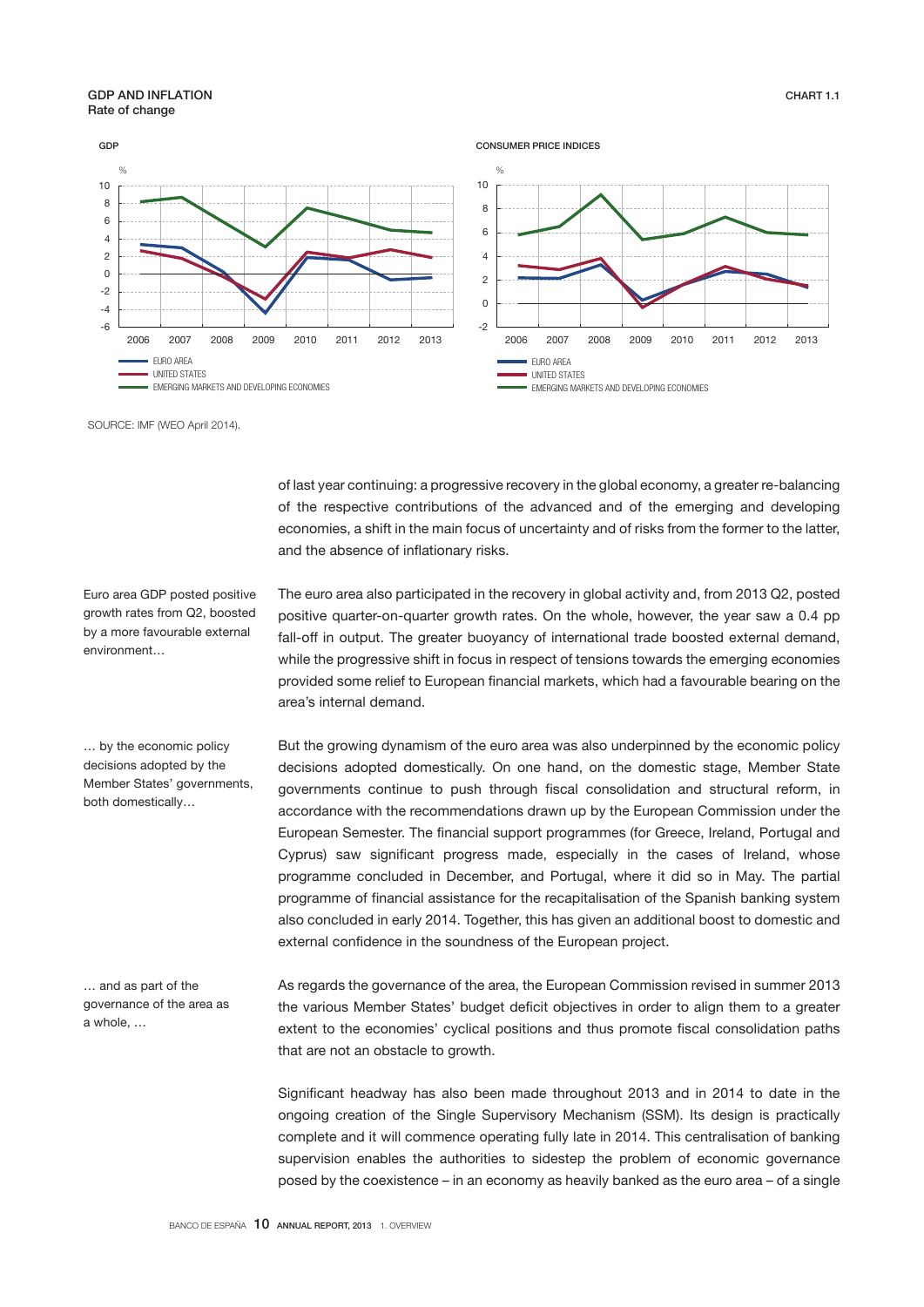**GDP AND INFLATION**
Rate of change

CHART 1.1

GDP

CONSUMER PRICE INDICES

- EURO AREA
- UNITED STATES
- EMERGING MARKETS AND DEVELOPING ECONOMIES

SOURCE: IMF (WEO April 2014).

of last year continuing: a progressive recovery in the global economy, a greater re-balancing of the respective contributions of the advanced and of the emerging and developing economies, a shift in the main focus of uncertainty and of risks from the former to the latter, and the absence of inflationary risks.

Euro area GDP posted positive growth rates from Q2, boosted by a more favourable external environment…

The euro area also participated in the recovery in global activity and, from 2013 Q2, posted positive quarter-on-quarter growth rates. On the whole, however, the year saw a 0.4 pp fall-off in output. The greater buoyancy of international trade boosted external demand, while the progressive shift in focus in respect of tensions towards the emerging economies provided some relief to European financial markets, which had a favourable bearing on the area's internal demand.

… by the economic policy decisions adopted by the Member States' governments, both domestically…

But the growing dynamism of the euro area was also underpinned by the economic policy decisions adopted domestically. On one hand, on the domestic stage, Member State governments continue to push through fiscal consolidation and structural reform, in accordance with the recommendations drawn up by the European Commission under the European Semester. The financial support programmes (for Greece, Ireland, Portugal and Cyprus) saw significant progress made, especially in the cases of Ireland, whose programme concluded in December, and Portugal, where it did so in May. The partial programme of financial assistance for the recapitalisation of the Spanish banking system also concluded in early 2014. Together, this has given an additional boost to domestic and external confidence in the soundness of the European project.

… and as part of the governance of the area as a whole, …

As regards the governance of the area, the European Commission revised in summer 2013 the various Member States' budget deficit objectives in order to align them to a greater extent to the economies' cyclical positions and thus promote fiscal consolidation paths that are not an obstacle to growth.

Significant headway has also been made throughout 2013 and in 2014 to date in the ongoing creation of the Single Supervisory Mechanism (SSM). Its design is practically complete and it will commence operating fully late in 2014. This centralisation of banking supervision enables the authorities to sidestep the problem of economic governance posed by the coexistence – in an economy as heavily banked as the euro area – of a single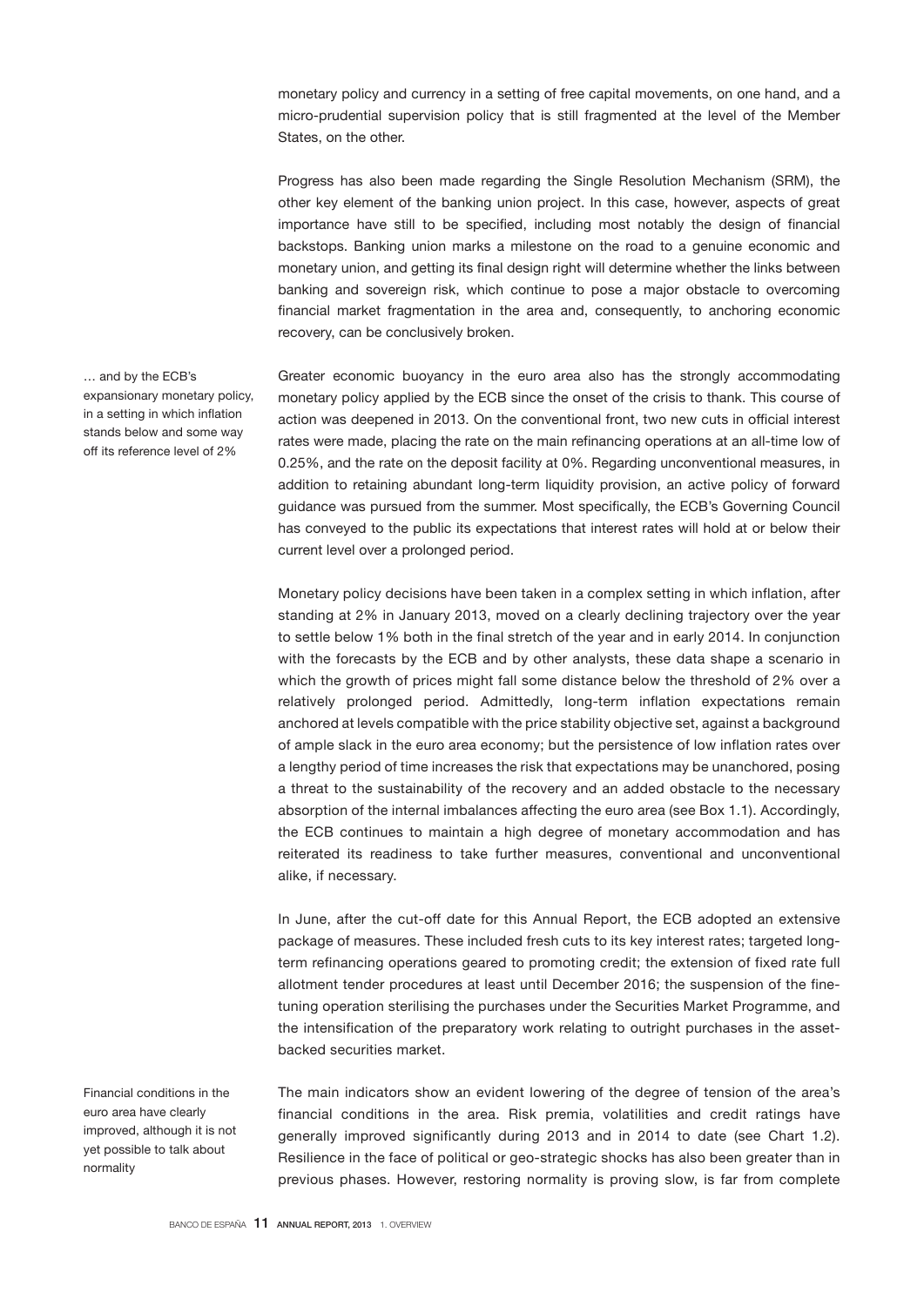monetary policy and currency in a setting of free capital movements, on one hand, and a micro-prudential supervision policy that is still fragmented at the level of the Member States, on the other.

Progress has also been made regarding the Single Resolution Mechanism (SRM), the other key element of the banking union project. In this case, however, aspects of great importance have still to be specified, including most notably the design of financial backstops. Banking union marks a milestone on the road to a genuine economic and monetary union, and getting its final design right will determine whether the links between banking and sovereign risk, which continue to pose a major obstacle to overcoming financial market fragmentation in the area and, consequently, to anchoring economic recovery, can be conclusively broken.

*… and by the ECB's expansionary monetary policy, in a setting in which inflation stands below and some way off its reference level of 2%*

Greater economic buoyancy in the euro area also has the strongly accommodating monetary policy applied by the ECB since the onset of the crisis to thank. This course of action was deepened in 2013. On the conventional front, two new cuts in official interest rates were made, placing the rate on the main refinancing operations at an all-time low of 0.25%, and the rate on the deposit facility at 0%. Regarding unconventional measures, in addition to retaining abundant long-term liquidity provision, an active policy of forward guidance was pursued from the summer. Most specifically, the ECB's Governing Council has conveyed to the public its expectations that interest rates will hold at or below their current level over a prolonged period.

Monetary policy decisions have been taken in a complex setting in which inflation, after standing at 2% in January 2013, moved on a clearly declining trajectory over the year to settle below 1% both in the final stretch of the year and in early 2014. In conjunction with the forecasts by the ECB and by other analysts, these data shape a scenario in which the growth of prices might fall some distance below the threshold of 2% over a relatively prolonged period. Admittedly, long-term inflation expectations remain anchored at levels compatible with the price stability objective set, against a background of ample slack in the euro area economy; but the persistence of low inflation rates over a lengthy period of time increases the risk that expectations may be unanchored, posing a threat to the sustainability of the recovery and an added obstacle to the necessary absorption of the internal imbalances affecting the euro area (see Box 1.1). Accordingly, the ECB continues to maintain a high degree of monetary accommodation and has reiterated its readiness to take further measures, conventional and unconventional alike, if necessary.

In June, after the cut-off date for this Annual Report, the ECB adopted an extensive package of measures. These included fresh cuts to its key interest rates; targeted long-term refinancing operations geared to promoting credit; the extension of fixed rate full allotment tender procedures at least until December 2016; the suspension of the fine-tuning operation sterilising the purchases under the Securities Market Programme, and the intensification of the preparatory work relating to outright purchases in the asset-backed securities market.

*Financial conditions in the euro area have clearly improved, although it is not yet possible to talk about normality*

The main indicators show an evident lowering of the degree of tension of the area's financial conditions in the area. Risk premia, volatilities and credit ratings have generally improved significantly during 2013 and in 2014 to date (see Chart 1.2). Resilience in the face of political or geo-strategic shocks has also been greater than in previous phases. However, restoring normality is proving slow, is far from complete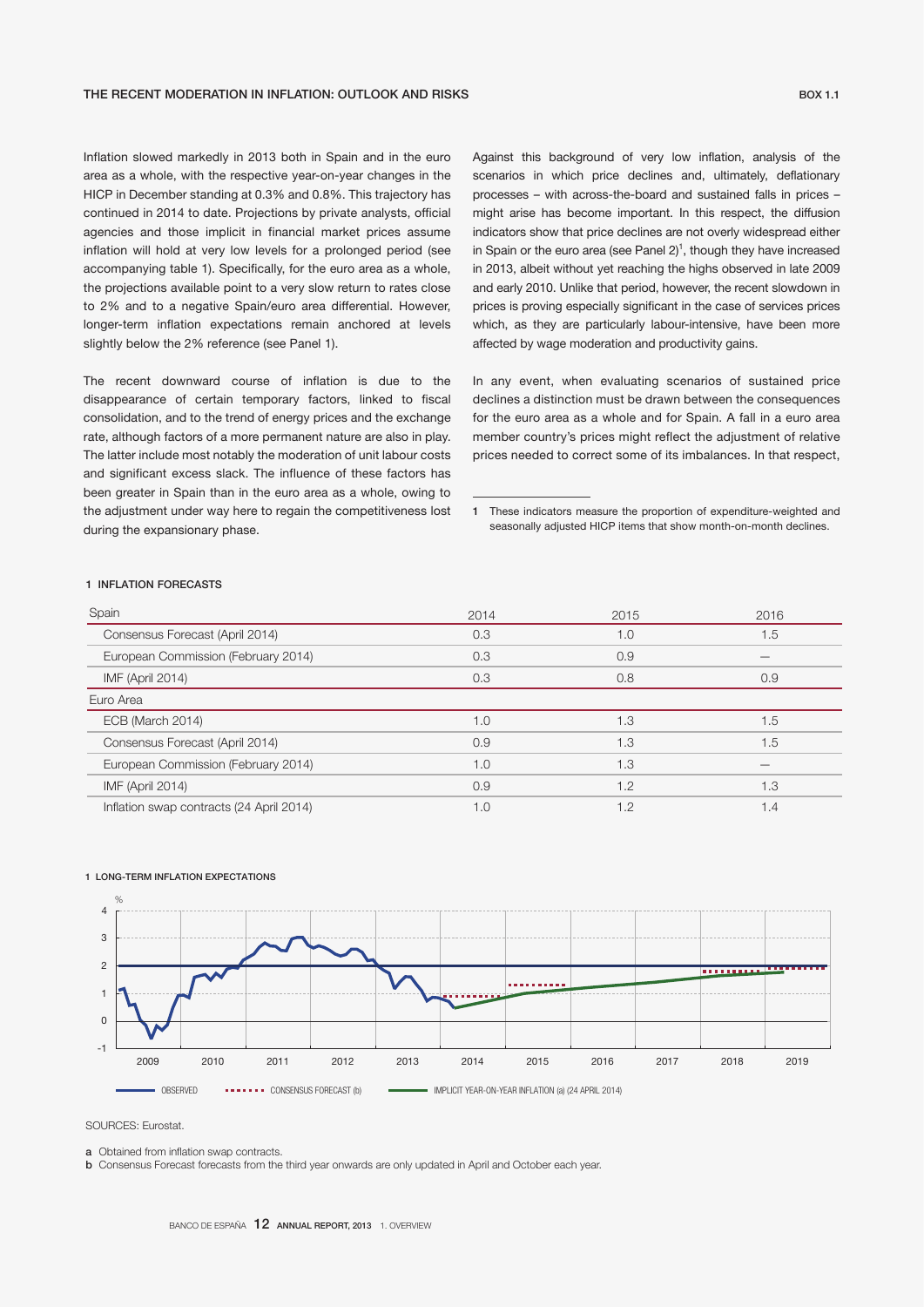## THE RECENT MODERATION IN INFLATION: OUTLOOK AND RISKS

BOX 1.1

Inflation slowed markedly in 2013 both in Spain and in the euro area as a whole, with the respective year-on-year changes in the HICP in December standing at 0.3% and 0.8%. This trajectory has continued in 2014 to date. Projections by private analysts, official agencies and those implicit in financial market prices assume inflation will hold at very low levels for a prolonged period (see accompanying table 1). Specifically, for the euro area as a whole, the projections available point to a very slow return to rates close to 2% and to a negative Spain/euro area differential. However, longer-term inflation expectations remain anchored at levels slightly below the 2% reference (see Panel 1).

The recent downward course of inflation is due to the disappearance of certain temporary factors, linked to fiscal consolidation, and to the trend of energy prices and the exchange rate, although factors of a more permanent nature are also in play. The latter include most notably the moderation of unit labour costs and significant excess slack. The influence of these factors has been greater in Spain than in the euro area as a whole, owing to the adjustment under way here to regain the competitiveness lost during the expansionary phase.

Against this background of very low inflation, analysis of the scenarios in which price declines and, ultimately, deflationary processes – with across-the-board and sustained falls in prices – might arise has become important. In this respect, the diffusion indicators show that price declines are not overly widespread either in Spain or the euro area (see Panel 2)[1], though they have increased in 2013, albeit without yet reaching the highs observed in late 2009 and early 2010. Unlike that period, however, the recent slowdown in prices is proving especially significant in the case of services prices which, as they are particularly labour-intensive, have been more affected by wage moderation and productivity gains.

In any event, when evaluating scenarios of sustained price declines a distinction must be drawn between the consequences for the euro area as a whole and for Spain. A fall in a euro area member country's prices might reflect the adjustment of relative prices needed to correct some of its imbalances. In that respect,

1 These indicators measure the proportion of expenditure-weighted and seasonally adjusted HICP items that show month-on-month declines.

### 1 INFLATION FORECASTS

| | 2014 | 2015 | 2016 |
|---|---|---|---|
| **Spain** | | | |
| Consensus Forecast (April 2014) | 0.3 | 1.0 | 1.5 |
| European Commission (February 2014) | 0.3 | 0.9 | — |
| IMF (April 2014) | 0.3 | 0.8 | 0.9 |
| **Euro Area** | | | |
| ECB (March 2014) | 1.0 | 1.3 | 1.5 |
| Consensus Forecast (April 2014) | 0.9 | 1.3 | 1.5 |
| European Commission (February 2014) | 1.0 | 1.3 | — |
| IMF (April 2014) | 0.9 | 1.2 | 1.3 |
| Inflation swap contracts (24 April 2014) | 1.0 | 1.2 | 1.4 |

### 1 LONG-TERM INFLATION EXPECTATIONS

OBSERVED — CONSENSUS FORECAST (b) — IMPLICIT YEAR-ON-YEAR INFLATION (a) (24 APRIL 2014)

SOURCES: Eurostat.

a Obtained from inflation swap contracts.

b Consensus Forecast forecasts from the third year onwards are only updated in April and October each year.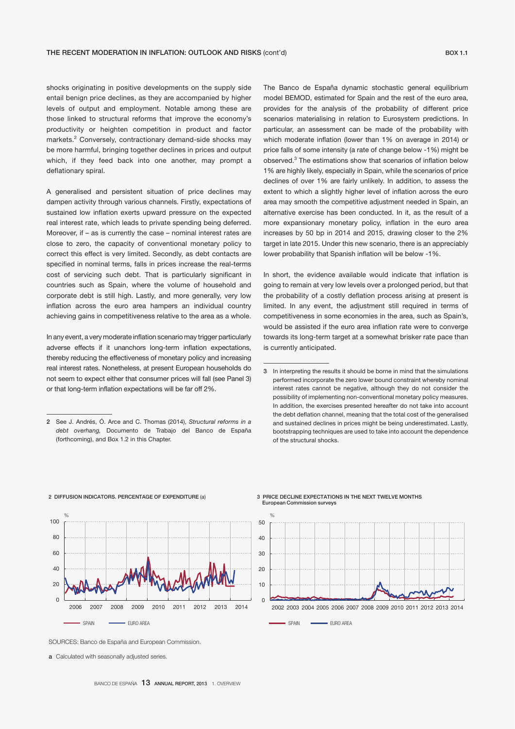shocks originating in positive developments on the supply side entail benign price declines, as they are accompanied by higher levels of output and employment. Notable among these are those linked to structural reforms that improve the economy's productivity or heighten competition in product and factor markets.[2] Conversely, contractionary demand-side shocks may be more harmful, bringing together declines in prices and output which, if they feed back into one another, may prompt a deflationary spiral.

A generalised and persistent situation of price declines may dampen activity through various channels. Firstly, expectations of sustained low inflation exerts upward pressure on the expected real interest rate, which leads to private spending being deferred. Moreover, if – as is currently the case – nominal interest rates are close to zero, the capacity of conventional monetary policy to correct this effect is very limited. Secondly, as debt contacts are specified in nominal terms, falls in prices increase the real-terms cost of servicing such debt. That is particularly significant in countries such as Spain, where the volume of household and corporate debt is still high. Lastly, and more generally, very low inflation across the euro area hampers an individual country achieving gains in competitiveness relative to the area as a whole.

In any event, a very moderate inflation scenario may trigger particularly adverse effects if it unanchors long-term inflation expectations, thereby reducing the effectiveness of monetary policy and increasing real interest rates. Nonetheless, at present European households do not seem to expect either that consumer prices will fall (see Panel 3) or that long-term inflation expectations will be far off 2%.

The Banco de España dynamic stochastic general equilibrium model BEMOD, estimated for Spain and the rest of the euro area, provides for the analysis of the probability of different price scenarios materialising in relation to Eurosystem predictions. In particular, an assessment can be made of the probability with which moderate inflation (lower than 1% on average in 2014) or price falls of some intensity (a rate of change below -1%) might be observed.[3] The estimations show that scenarios of inflation below 1% are highly likely, especially in Spain, while the scenarios of price declines of over 1% are fairly unlikely. In addition, to assess the extent to which a slightly higher level of inflation across the euro area may smooth the competitive adjustment needed in Spain, an alternative exercise has been conducted. In it, as the result of a more expansionary monetary policy, inflation in the euro area increases by 50 bp in 2014 and 2015, drawing closer to the 2% target in late 2015. Under this new scenario, there is an appreciably lower probability that Spanish inflation will be below -1%.

In short, the evidence available would indicate that inflation is going to remain at very low levels over a prolonged period, but that the probability of a costly deflation process arising at present is limited. In any event, the adjustment still required in terms of competitiveness in some economies in the area, such as Spain's, would be assisted if the euro area inflation rate were to converge towards its long-term target at a somewhat brisker rate pace than is currently anticipated.

2 See J. Andrés, Ó. Arce and C. Thomas (2014), *Structural reforms in a debt overhang,* Documento de Trabajo del Banco de España (forthcoming), and Box 1.2 in this Chapter.

3 In interpreting the results it should be borne in mind that the simulations performed incorporate the zero lower bound constraint whereby nominal interest rates cannot be negative, although they do not consider the possibility of implementing non-conventional monetary policy measures. In addition, the exercises presented hereafter do not take into account the debt deflation channel, meaning that the total cost of the generalised and sustained declines in prices might be being underestimated. Lastly, bootstrapping techniques are used to take into account the dependence of the structural shocks.

2 DIFFUSION INDICATORS. PERCENTAGE OF EXPENDITURE (a)

3 PRICE DECLINE EXPECTATIONS IN THE NEXT TWELVE MONTHS
European Commission surveys

SOURCES: Banco de España and European Commission.

a Calculated with seasonally adjusted series.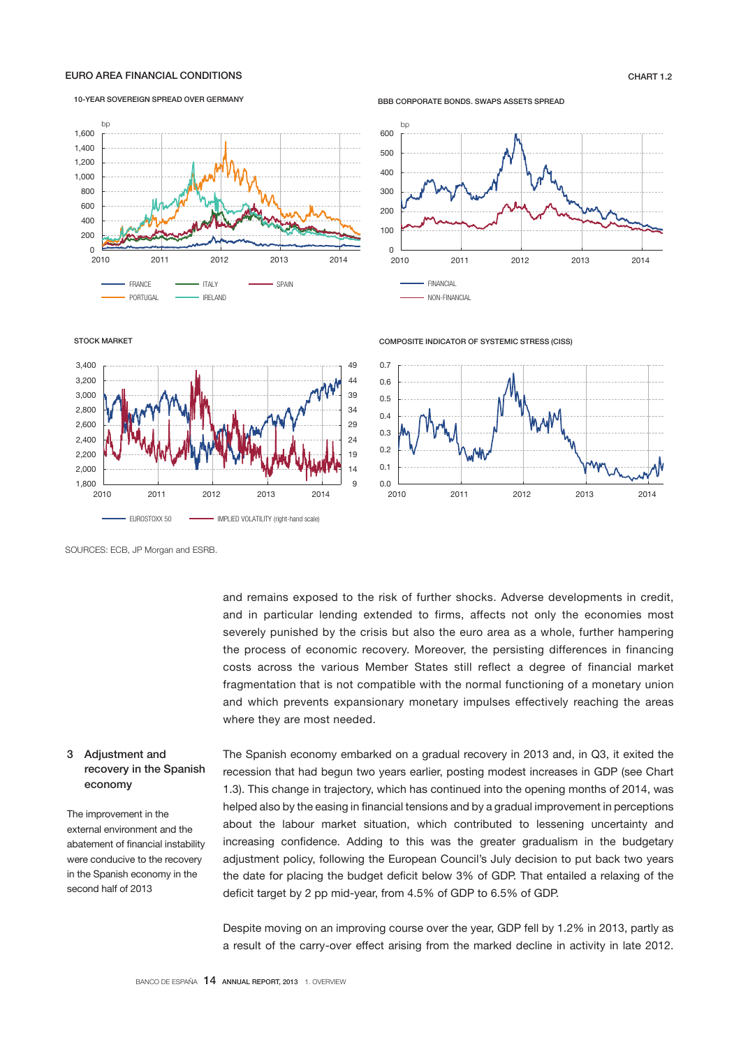EURO AREA FINANCIAL CONDITIONS

CHART 1.2

10-YEAR SOVEREIGN SPREAD OVER GERMANY

BBB CORPORATE BONDS. SWAPS ASSETS SPREAD

STOCK MARKET

COMPOSITE INDICATOR OF SYSTEMIC STRESS (CISS)

SOURCES: ECB, JP Morgan and ESRB.

and remains exposed to the risk of further shocks. Adverse developments in credit, and in particular lending extended to firms, affect not only the economies most severely punished by the crisis but also the euro area as a whole, further hampering the process of economic recovery. Moreover, the persisting differences in financing costs across the various Member States still reflect a degree of financial market fragmentation that is not compatible with the normal functioning of a monetary union and which prevents expansionary monetary impulses effectively reaching the areas where they are most needed.

## 3 Adjustment and recovery in the Spanish economy

The improvement in the external environment and the abatement of financial instability were conducive to the recovery in the Spanish economy in the second half of 2013

The Spanish economy embarked on a gradual recovery in 2013 and, in Q3, it exited the recession that had begun two years earlier, posting modest increases in GDP (see Chart 1.3). This change in trajectory, which has continued into the opening months of 2014, was helped also by the easing in financial tensions and by a gradual improvement in perceptions about the labour market situation, which contributed to lessening uncertainty and increasing confidence. Adding to this was the greater gradualism in the budgetary adjustment policy, following the European Council's July decision to put back two years the date for placing the budget deficit below 3% of GDP. That entailed a relaxing of the deficit target by 2 pp mid-year, from 4.5% of GDP to 6.5% of GDP.

Despite moving on an improving course over the year, GDP fell by 1.2% in 2013, partly as a result of the carry-over effect arising from the marked decline in activity in late 2012.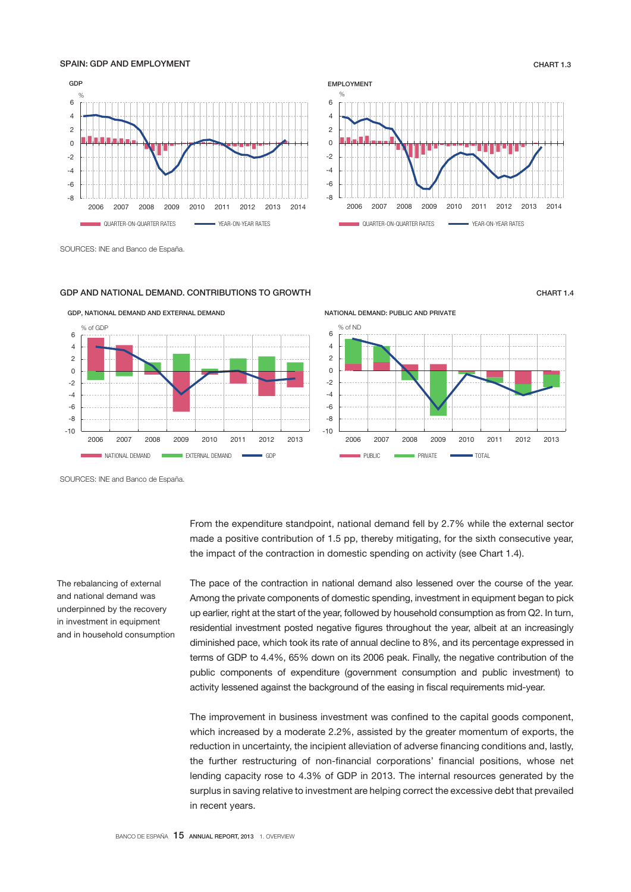SPAIN: GDP AND EMPLOYMENT

CHART 1.3

GDP

EMPLOYMENT

SOURCES: INE and Banco de España.

GDP AND NATIONAL DEMAND. CONTRIBUTIONS TO GROWTH

CHART 1.4

GDP, NATIONAL DEMAND AND EXTERNAL DEMAND

NATIONAL DEMAND: PUBLIC AND PRIVATE

SOURCES: INE and Banco de España.

From the expenditure standpoint, national demand fell by 2.7% while the external sector made a positive contribution of 1.5 pp, thereby mitigating, for the sixth consecutive year, the impact of the contraction in domestic spending on activity (see Chart 1.4).

*The rebalancing of external and national demand was underpinned by the recovery in investment in equipment and in household consumption*

The pace of the contraction in national demand also lessened over the course of the year. Among the private components of domestic spending, investment in equipment began to pick up earlier, right at the start of the year, followed by household consumption as from Q2. In turn, residential investment posted negative figures throughout the year, albeit at an increasingly diminished pace, which took its rate of annual decline to 8%, and its percentage expressed in terms of GDP to 4.4%, 65% down on its 2006 peak. Finally, the negative contribution of the public components of expenditure (government consumption and public investment) to activity lessened against the background of the easing in fiscal requirements mid-year.

The improvement in business investment was confined to the capital goods component, which increased by a moderate 2.2%, assisted by the greater momentum of exports, the reduction in uncertainty, the incipient alleviation of adverse financing conditions and, lastly, the further restructuring of non-financial corporations' financial positions, whose net lending capacity rose to 4.3% of GDP in 2013. The internal resources generated by the surplus in saving relative to investment are helping correct the excessive debt that prevailed in recent years.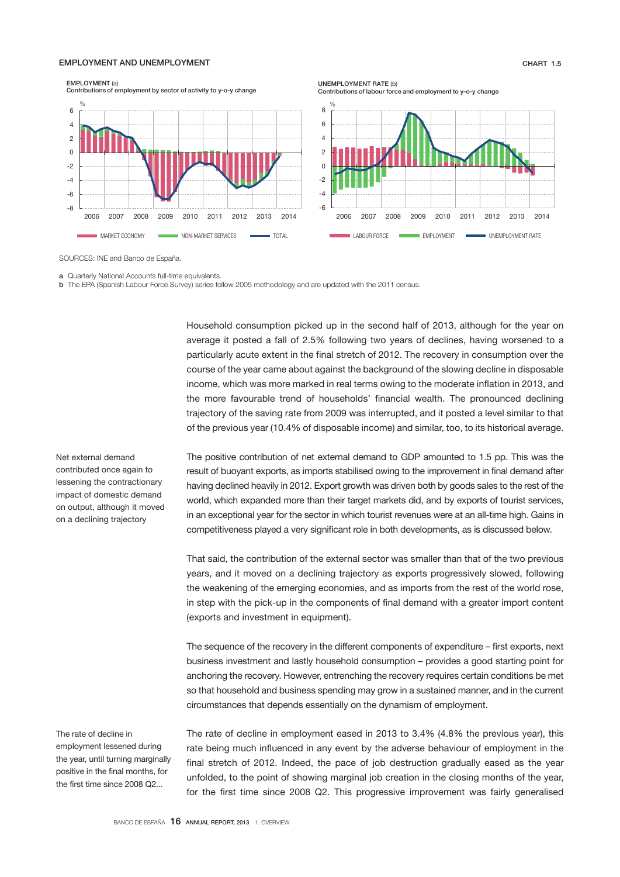EMPLOYMENT AND UNEMPLOYMENT

CHART 1.5

EMPLOYMENT (a)
Contributions of employment by sector of activity to y-o-y change

UNEMPLOYMENT RATE (b)
Contributions of labour force and employment to y-o-y change

SOURCES: INE and Banco de España.

a Quarterly National Accounts full-time equivalents.
b The EPA (Spanish Labour Force Survey) series follow 2005 methodology and are updated with the 2011 census.

Household consumption picked up in the second half of 2013, although for the year on average it posted a fall of 2.5% following two years of declines, having worsened to a particularly acute extent in the final stretch of 2012. The recovery in consumption over the course of the year came about against the background of the slowing decline in disposable income, which was more marked in real terms owing to the moderate inflation in 2013, and the more favourable trend of households' financial wealth. The pronounced declining trajectory of the saving rate from 2009 was interrupted, and it posted a level similar to that of the previous year (10.4% of disposable income) and similar, too, to its historical average.

*Net external demand contributed once again to lessening the contractionary impact of domestic demand on output, although it moved on a declining trajectory*

The positive contribution of net external demand to GDP amounted to 1.5 pp. This was the result of buoyant exports, as imports stabilised owing to the improvement in final demand after having declined heavily in 2012. Export growth was driven both by goods sales to the rest of the world, which expanded more than their target markets did, and by exports of tourist services, in an exceptional year for the sector in which tourist revenues were at an all-time high. Gains in competitiveness played a very significant role in both developments, as is discussed below.

That said, the contribution of the external sector was smaller than that of the two previous years, and it moved on a declining trajectory as exports progressively slowed, following the weakening of the emerging economies, and as imports from the rest of the world rose, in step with the pick-up in the components of final demand with a greater import content (exports and investment in equipment).

The sequence of the recovery in the different components of expenditure – first exports, next business investment and lastly household consumption – provides a good starting point for anchoring the recovery. However, entrenching the recovery requires certain conditions be met so that household and business spending may grow in a sustained manner, and in the current circumstances that depends essentially on the dynamism of employment.

*The rate of decline in employment lessened during the year, until turning marginally positive in the final months, for the first time since 2008 Q2...*

The rate of decline in employment eased in 2013 to 3.4% (4.8% the previous year), this rate being much influenced in any event by the adverse behaviour of employment in the final stretch of 2012. Indeed, the pace of job destruction gradually eased as the year unfolded, to the point of showing marginal job creation in the closing months of the year, for the first time since 2008 Q2. This progressive improvement was fairly generalised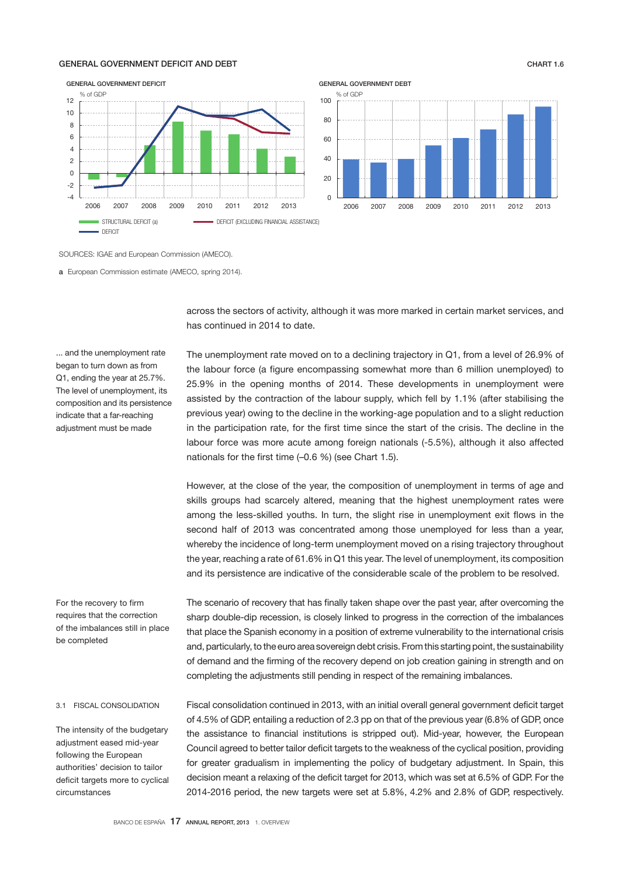GENERAL GOVERNMENT DEFICIT AND DEBT

CHART 1.6

GENERAL GOVERNMENT DEFICIT

% of GDP

STRUCTURAL DEFICIT (a) — DEFICIT (EXCLUDING FINANCIAL ASSISTANCE) — DEFICIT

GENERAL GOVERNMENT DEBT

% of GDP

SOURCES: IGAE and European Commission (AMECO).

**a** European Commission estimate (AMECO, spring 2014).

across the sectors of activity, although it was more marked in certain market services, and has continued in 2014 to date.

... and the unemployment rate began to turn down as from Q1, ending the year at 25.7%. The level of unemployment, its composition and its persistence indicate that a far-reaching adjustment must be made

The unemployment rate moved on to a declining trajectory in Q1, from a level of 26.9% of the labour force (a figure encompassing somewhat more than 6 million unemployed) to 25.9% in the opening months of 2014. These developments in unemployment were assisted by the contraction of the labour supply, which fell by 1.1% (after stabilising the previous year) owing to the decline in the working-age population and to a slight reduction in the participation rate, for the first time since the start of the crisis. The decline in the labour force was more acute among foreign nationals (-5.5%), although it also affected nationals for the first time (–0.6 %) (see Chart 1.5).

However, at the close of the year, the composition of unemployment in terms of age and skills groups had scarcely altered, meaning that the highest unemployment rates were among the less-skilled youths. In turn, the slight rise in unemployment exit flows in the second half of 2013 was concentrated among those unemployed for less than a year, whereby the incidence of long-term unemployment moved on a rising trajectory throughout the year, reaching a rate of 61.6% in Q1 this year. The level of unemployment, its composition and its persistence are indicative of the considerable scale of the problem to be resolved.

For the recovery to firm requires that the correction of the imbalances still in place be completed

The scenario of recovery that has finally taken shape over the past year, after overcoming the sharp double-dip recession, is closely linked to progress in the correction of the imbalances that place the Spanish economy in a position of extreme vulnerability to the international crisis and, particularly, to the euro area sovereign debt crisis. From this starting point, the sustainability of demand and the firming of the recovery depend on job creation gaining in strength and on completing the adjustments still pending in respect of the remaining imbalances.

## 3.1 FISCAL CONSOLIDATION

The intensity of the budgetary adjustment eased mid-year following the European authorities' decision to tailor deficit targets more to cyclical circumstances

Fiscal consolidation continued in 2013, with an initial overall general government deficit target of 4.5% of GDP, entailing a reduction of 2.3 pp on that of the previous year (6.8% of GDP, once the assistance to financial institutions is stripped out). Mid-year, however, the European Council agreed to better tailor deficit targets to the weakness of the cyclical position, providing for greater gradualism in implementing the policy of budgetary adjustment. In Spain, this decision meant a relaxing of the deficit target for 2013, which was set at 6.5% of GDP. For the 2014-2016 period, the new targets were set at 5.8%, 4.2% and 2.8% of GDP, respectively.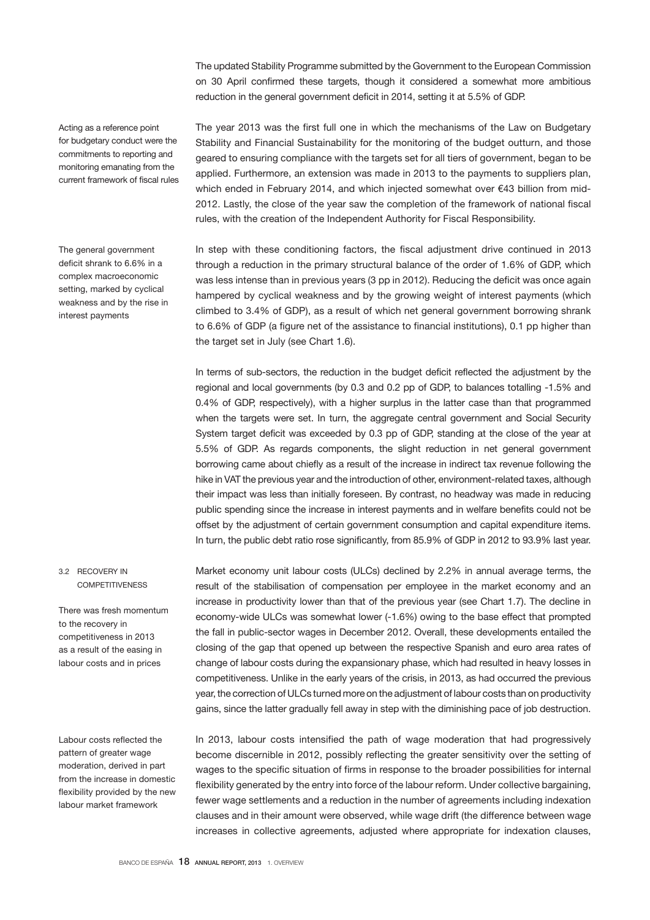The updated Stability Programme submitted by the Government to the European Commission on 30 April confirmed these targets, though it considered a somewhat more ambitious reduction in the general government deficit in 2014, setting it at 5.5% of GDP.

*Acting as a reference point for budgetary conduct were the commitments to reporting and monitoring emanating from the current framework of fiscal rules*

The year 2013 was the first full one in which the mechanisms of the Law on Budgetary Stability and Financial Sustainability for the monitoring of the budget outturn, and those geared to ensuring compliance with the targets set for all tiers of government, began to be applied. Furthermore, an extension was made in 2013 to the payments to suppliers plan, which ended in February 2014, and which injected somewhat over €43 billion from mid-2012. Lastly, the close of the year saw the completion of the framework of national fiscal rules, with the creation of the Independent Authority for Fiscal Responsibility.

*The general government deficit shrank to 6.6% in a complex macroeconomic setting, marked by cyclical weakness and by the rise in interest payments*

In step with these conditioning factors, the fiscal adjustment drive continued in 2013 through a reduction in the primary structural balance of the order of 1.6% of GDP, which was less intense than in previous years (3 pp in 2012). Reducing the deficit was once again hampered by cyclical weakness and by the growing weight of interest payments (which climbed to 3.4% of GDP), as a result of which net general government borrowing shrank to 6.6% of GDP (a figure net of the assistance to financial institutions), 0.1 pp higher than the target set in July (see Chart 1.6).

In terms of sub-sectors, the reduction in the budget deficit reflected the adjustment by the regional and local governments (by 0.3 and 0.2 pp of GDP, to balances totalling -1.5% and 0.4% of GDP, respectively), with a higher surplus in the latter case than that programmed when the targets were set. In turn, the aggregate central government and Social Security System target deficit was exceeded by 0.3 pp of GDP, standing at the close of the year at 5.5% of GDP. As regards components, the slight reduction in net general government borrowing came about chiefly as a result of the increase in indirect tax revenue following the hike in VAT the previous year and the introduction of other, environment-related taxes, although their impact was less than initially foreseen. By contrast, no headway was made in reducing public spending since the increase in interest payments and in welfare benefits could not be offset by the adjustment of certain government consumption and capital expenditure items. In turn, the public debt ratio rose significantly, from 85.9% of GDP in 2012 to 93.9% last year.

## 3.2 RECOVERY IN COMPETITIVENESS

*There was fresh momentum to the recovery in competitiveness in 2013 as a result of the easing in labour costs and in prices*

Market economy unit labour costs (ULCs) declined by 2.2% in annual average terms, the result of the stabilisation of compensation per employee in the market economy and an increase in productivity lower than that of the previous year (see Chart 1.7). The decline in economy-wide ULCs was somewhat lower (-1.6%) owing to the base effect that prompted the fall in public-sector wages in December 2012. Overall, these developments entailed the closing of the gap that opened up between the respective Spanish and euro area rates of change of labour costs during the expansionary phase, which had resulted in heavy losses in competitiveness. Unlike in the early years of the crisis, in 2013, as had occurred the previous year, the correction of ULCs turned more on the adjustment of labour costs than on productivity gains, since the latter gradually fell away in step with the diminishing pace of job destruction.

*Labour costs reflected the pattern of greater wage moderation, derived in part from the increase in domestic flexibility provided by the new labour market framework*

In 2013, labour costs intensified the path of wage moderation that had progressively become discernible in 2012, possibly reflecting the greater sensitivity over the setting of wages to the specific situation of firms in response to the broader possibilities for internal flexibility generated by the entry into force of the labour reform. Under collective bargaining, fewer wage settlements and a reduction in the number of agreements including indexation clauses and in their amount were observed, while wage drift (the difference between wage increases in collective agreements, adjusted where appropriate for indexation clauses,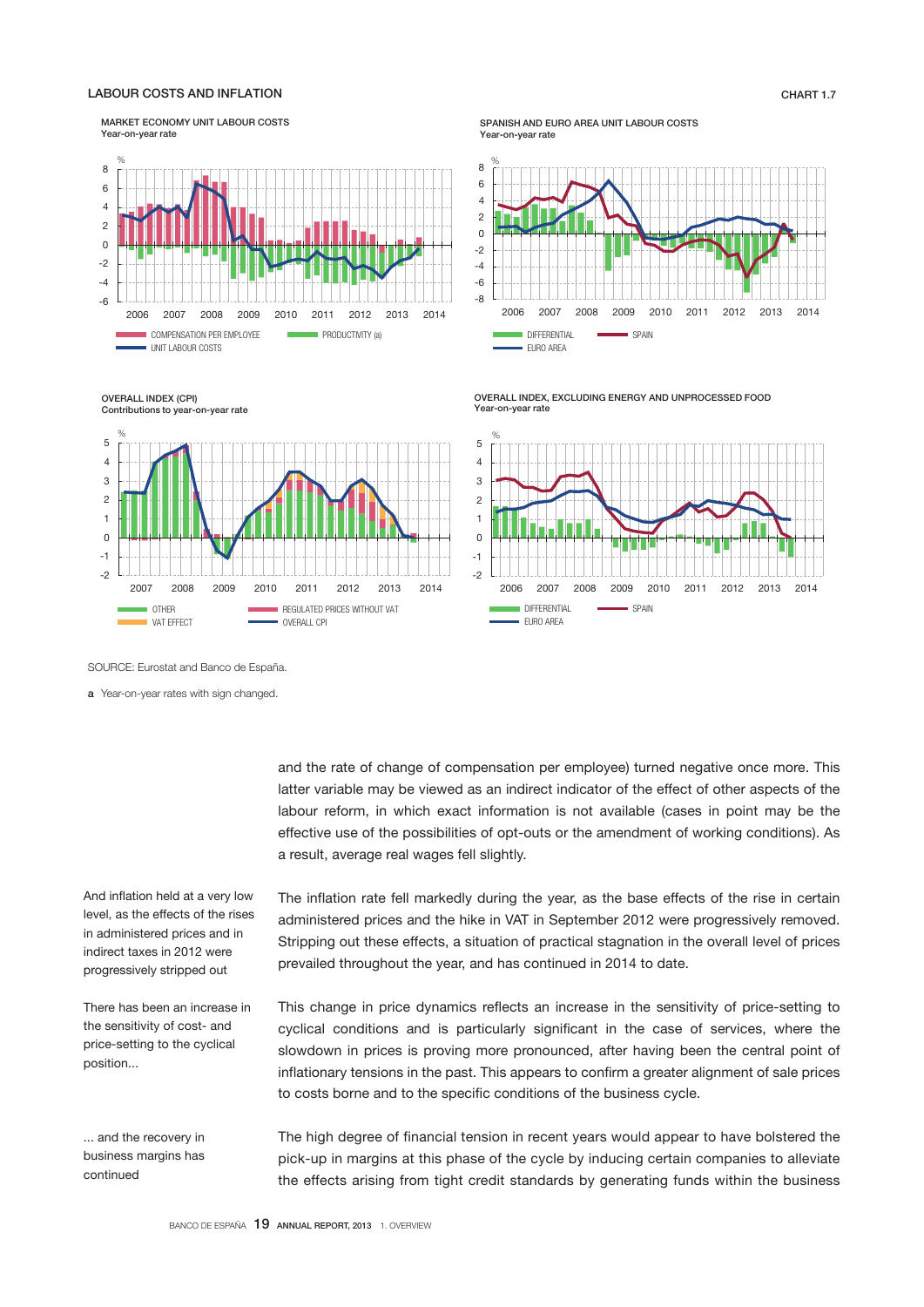## LABOUR COSTS AND INFLATION

CHART 1.7

**MARKET ECONOMY UNIT LABOUR COSTS**
Year-on-year rate

COMPENSATION PER EMPLOYEE — PRODUCTIVITY (a) — UNIT LABOUR COSTS

**SPANISH AND EURO AREA UNIT LABOUR COSTS**
Year-on-year rate

DIFFERENTIAL — SPAIN — EURO AREA

**OVERALL INDEX (CPI)**
Contributions to year-on-year rate

OTHER — REGULATED PRICES WITHOUT VAT — VAT EFFECT — OVERALL CPI

**OVERALL INDEX, EXCLUDING ENERGY AND UNPROCESSED FOOD**
Year-on-year rate

DIFFERENTIAL — SPAIN — EURO AREA

SOURCE: Eurostat and Banco de España.

a Year-on-year rates with sign changed.

and the rate of change of compensation per employee) turned negative once more. This latter variable may be viewed as an indirect indicator of the effect of other aspects of the labour reform, in which exact information is not available (cases in point may be the effective use of the possibilities of opt-outs or the amendment of working conditions). As a result, average real wages fell slightly.

*And inflation held at a very low level, as the effects of the rises in administered prices and in indirect taxes in 2012 were progressively stripped out*

The inflation rate fell markedly during the year, as the base effects of the rise in certain administered prices and the hike in VAT in September 2012 were progressively removed. Stripping out these effects, a situation of practical stagnation in the overall level of prices prevailed throughout the year, and has continued in 2014 to date.

*There has been an increase in the sensitivity of cost- and price-setting to the cyclical position...*

This change in price dynamics reflects an increase in the sensitivity of price-setting to cyclical conditions and is particularly significant in the case of services, where the slowdown in prices is proving more pronounced, after having been the central point of inflationary tensions in the past. This appears to confirm a greater alignment of sale prices to costs borne and to the specific conditions of the business cycle.

*... and the recovery in business margins has continued*

The high degree of financial tension in recent years would appear to have bolstered the pick-up in margins at this phase of the cycle by inducing certain companies to alleviate the effects arising from tight credit standards by generating funds within the business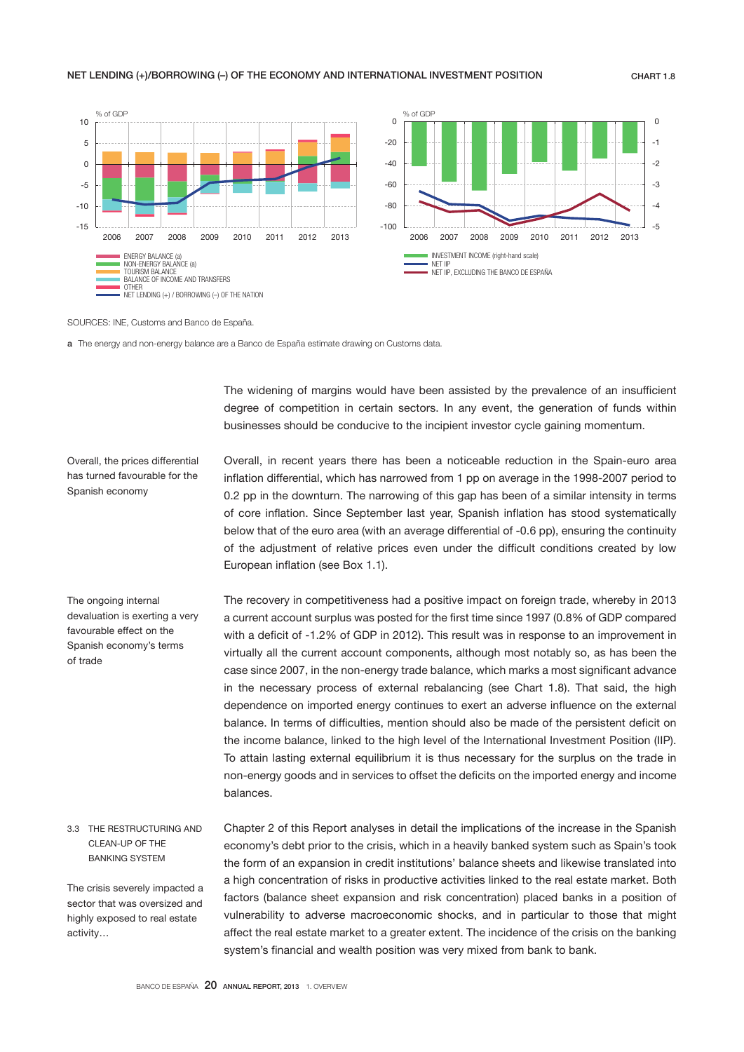NET LENDING (+)/BORROWING (–) OF THE ECONOMY AND INTERNATIONAL INVESTMENT POSITION

CHART 1.8

% of GDP

ENERGY BALANCE (a)
NON-ENERGY BALANCE (a)
TOURISM BALANCE
BALANCE OF INCOME AND TRANSFERS
OTHER
NET LENDING (+) / BORROWING (–) OF THE NATION

% of GDP

INVESTMENT INCOME (right-hand scale)
NET IIP
NET IIP, EXCLUDING THE BANCO DE ESPAÑA

SOURCES: INE, Customs and Banco de España.

a The energy and non-energy balance are a Banco de España estimate drawing on Customs data.

The widening of margins would have been assisted by the prevalence of an insufficient degree of competition in certain sectors. In any event, the generation of funds within businesses should be conducive to the incipient investor cycle gaining momentum.

Overall, the prices differential has turned favourable for the Spanish economy

Overall, in recent years there has been a noticeable reduction in the Spain-euro area inflation differential, which has narrowed from 1 pp on average in the 1998-2007 period to 0.2 pp in the downturn. The narrowing of this gap has been of a similar intensity in terms of core inflation. Since September last year, Spanish inflation has stood systematically below that of the euro area (with an average differential of -0.6 pp), ensuring the continuity of the adjustment of relative prices even under the difficult conditions created by low European inflation (see Box 1.1).

The ongoing internal devaluation is exerting a very favourable effect on the Spanish economy's terms of trade

The recovery in competitiveness had a positive impact on foreign trade, whereby in 2013 a current account surplus was posted for the first time since 1997 (0.8% of GDP compared with a deficit of -1.2% of GDP in 2012). This result was in response to an improvement in virtually all the current account components, although most notably so, as has been the case since 2007, in the non-energy trade balance, which marks a most significant advance in the necessary process of external rebalancing (see Chart 1.8). That said, the high dependence on imported energy continues to exert an adverse influence on the external balance. In terms of difficulties, mention should also be made of the persistent deficit on the income balance, linked to the high level of the International Investment Position (IIP). To attain lasting external equilibrium it is thus necessary for the surplus on the trade in non-energy goods and in services to offset the deficits on the imported energy and income balances.

### 3.3 THE RESTRUCTURING AND CLEAN-UP OF THE BANKING SYSTEM

The crisis severely impacted a sector that was oversized and highly exposed to real estate activity…

Chapter 2 of this Report analyses in detail the implications of the increase in the Spanish economy's debt prior to the crisis, which in a heavily banked system such as Spain's took the form of an expansion in credit institutions' balance sheets and likewise translated into a high concentration of risks in productive activities linked to the real estate market. Both factors (balance sheet expansion and risk concentration) placed banks in a position of vulnerability to adverse macroeconomic shocks, and in particular to those that might affect the real estate market to a greater extent. The incidence of the crisis on the banking system's financial and wealth position was very mixed from bank to bank.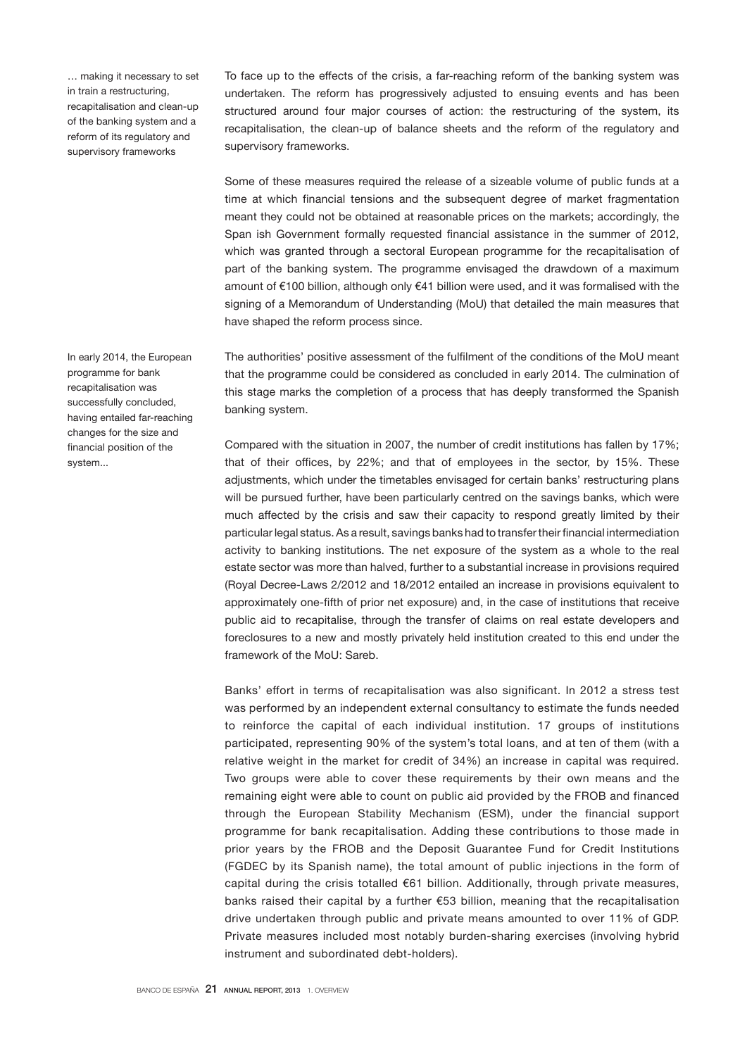… making it necessary to set in train a restructuring, recapitalisation and clean-up of the banking system and a reform of its regulatory and supervisory frameworks

To face up to the effects of the crisis, a far-reaching reform of the banking system was undertaken. The reform has progressively adjusted to ensuing events and has been structured around four major courses of action: the restructuring of the system, its recapitalisation, the clean-up of balance sheets and the reform of the regulatory and supervisory frameworks.

Some of these measures required the release of a sizeable volume of public funds at a time at which financial tensions and the subsequent degree of market fragmentation meant they could not be obtained at reasonable prices on the markets; accordingly, the Span ish Government formally requested financial assistance in the summer of 2012, which was granted through a sectoral European programme for the recapitalisation of part of the banking system. The programme envisaged the drawdown of a maximum amount of €100 billion, although only €41 billion were used, and it was formalised with the signing of a Memorandum of Understanding (MoU) that detailed the main measures that have shaped the reform process since.

In early 2014, the European programme for bank recapitalisation was successfully concluded, having entailed far-reaching changes for the size and financial position of the system...

The authorities' positive assessment of the fulfilment of the conditions of the MoU meant that the programme could be considered as concluded in early 2014. The culmination of this stage marks the completion of a process that has deeply transformed the Spanish banking system.

Compared with the situation in 2007, the number of credit institutions has fallen by 17%; that of their offices, by 22%; and that of employees in the sector, by 15%. These adjustments, which under the timetables envisaged for certain banks' restructuring plans will be pursued further, have been particularly centred on the savings banks, which were much affected by the crisis and saw their capacity to respond greatly limited by their particular legal status. As a result, savings banks had to transfer their financial intermediation activity to banking institutions. The net exposure of the system as a whole to the real estate sector was more than halved, further to a substantial increase in provisions required (Royal Decree-Laws 2/2012 and 18/2012 entailed an increase in provisions equivalent to approximately one-fifth of prior net exposure) and, in the case of institutions that receive public aid to recapitalise, through the transfer of claims on real estate developers and foreclosures to a new and mostly privately held institution created to this end under the framework of the MoU: Sareb.

Banks' effort in terms of recapitalisation was also significant. In 2012 a stress test was performed by an independent external consultancy to estimate the funds needed to reinforce the capital of each individual institution. 17 groups of institutions participated, representing 90% of the system's total loans, and at ten of them (with a relative weight in the market for credit of 34%) an increase in capital was required. Two groups were able to cover these requirements by their own means and the remaining eight were able to count on public aid provided by the FROB and financed through the European Stability Mechanism (ESM), under the financial support programme for bank recapitalisation. Adding these contributions to those made in prior years by the FROB and the Deposit Guarantee Fund for Credit Institutions (FGDEC by its Spanish name), the total amount of public injections in the form of capital during the crisis totalled €61 billion. Additionally, through private measures, banks raised their capital by a further €53 billion, meaning that the recapitalisation drive undertaken through public and private means amounted to over 11% of GDP. Private measures included most notably burden-sharing exercises (involving hybrid instrument and subordinated debt-holders).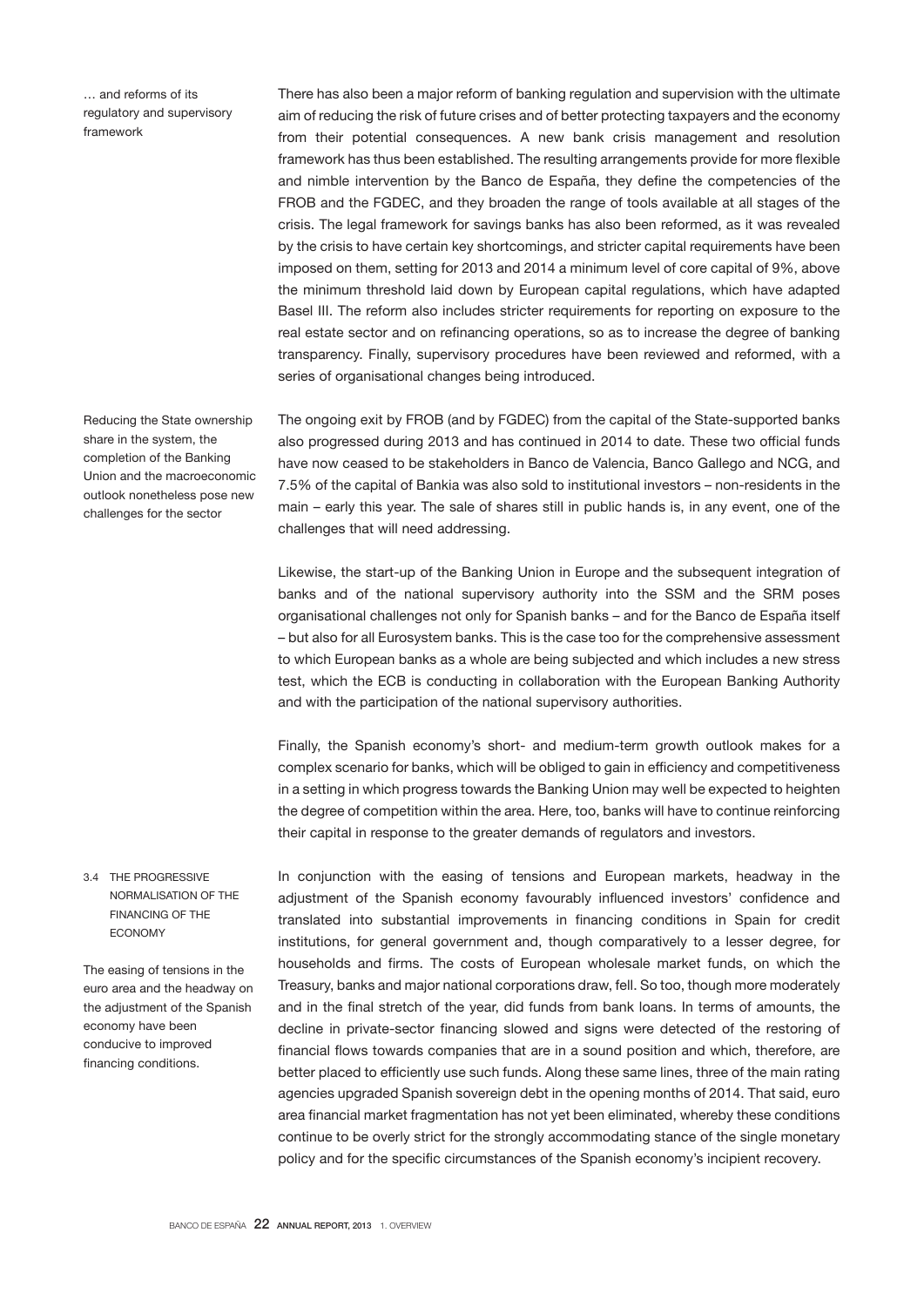… and reforms of its regulatory and supervisory framework

There has also been a major reform of banking regulation and supervision with the ultimate aim of reducing the risk of future crises and of better protecting taxpayers and the economy from their potential consequences. A new bank crisis management and resolution framework has thus been established. The resulting arrangements provide for more flexible and nimble intervention by the Banco de España, they define the competencies of the FROB and the FGDEC, and they broaden the range of tools available at all stages of the crisis. The legal framework for savings banks has also been reformed, as it was revealed by the crisis to have certain key shortcomings, and stricter capital requirements have been imposed on them, setting for 2013 and 2014 a minimum level of core capital of 9%, above the minimum threshold laid down by European capital regulations, which have adapted Basel III. The reform also includes stricter requirements for reporting on exposure to the real estate sector and on refinancing operations, so as to increase the degree of banking transparency. Finally, supervisory procedures have been reviewed and reformed, with a series of organisational changes being introduced.

Reducing the State ownership share in the system, the completion of the Banking Union and the macroeconomic outlook nonetheless pose new challenges for the sector

The ongoing exit by FROB (and by FGDEC) from the capital of the State-supported banks also progressed during 2013 and has continued in 2014 to date. These two official funds have now ceased to be stakeholders in Banco de Valencia, Banco Gallego and NCG, and 7.5% of the capital of Bankia was also sold to institutional investors – non-residents in the main – early this year. The sale of shares still in public hands is, in any event, one of the challenges that will need addressing.

Likewise, the start-up of the Banking Union in Europe and the subsequent integration of banks and of the national supervisory authority into the SSM and the SRM poses organisational challenges not only for Spanish banks – and for the Banco de España itself – but also for all Eurosystem banks. This is the case too for the comprehensive assessment to which European banks as a whole are being subjected and which includes a new stress test, which the ECB is conducting in collaboration with the European Banking Authority and with the participation of the national supervisory authorities.

Finally, the Spanish economy's short- and medium-term growth outlook makes for a complex scenario for banks, which will be obliged to gain in efficiency and competitiveness in a setting in which progress towards the Banking Union may well be expected to heighten the degree of competition within the area. Here, too, banks will have to continue reinforcing their capital in response to the greater demands of regulators and investors.

## 3.4 THE PROGRESSIVE NORMALISATION OF THE FINANCING OF THE ECONOMY

The easing of tensions in the euro area and the headway on the adjustment of the Spanish economy have been conducive to improved financing conditions.

In conjunction with the easing of tensions and European markets, headway in the adjustment of the Spanish economy favourably influenced investors' confidence and translated into substantial improvements in financing conditions in Spain for credit institutions, for general government and, though comparatively to a lesser degree, for households and firms. The costs of European wholesale market funds, on which the Treasury, banks and major national corporations draw, fell. So too, though more moderately and in the final stretch of the year, did funds from bank loans. In terms of amounts, the decline in private-sector financing slowed and signs were detected of the restoring of financial flows towards companies that are in a sound position and which, therefore, are better placed to efficiently use such funds. Along these same lines, three of the main rating agencies upgraded Spanish sovereign debt in the opening months of 2014. That said, euro area financial market fragmentation has not yet been eliminated, whereby these conditions continue to be overly strict for the strongly accommodating stance of the single monetary policy and for the specific circumstances of the Spanish economy's incipient recovery.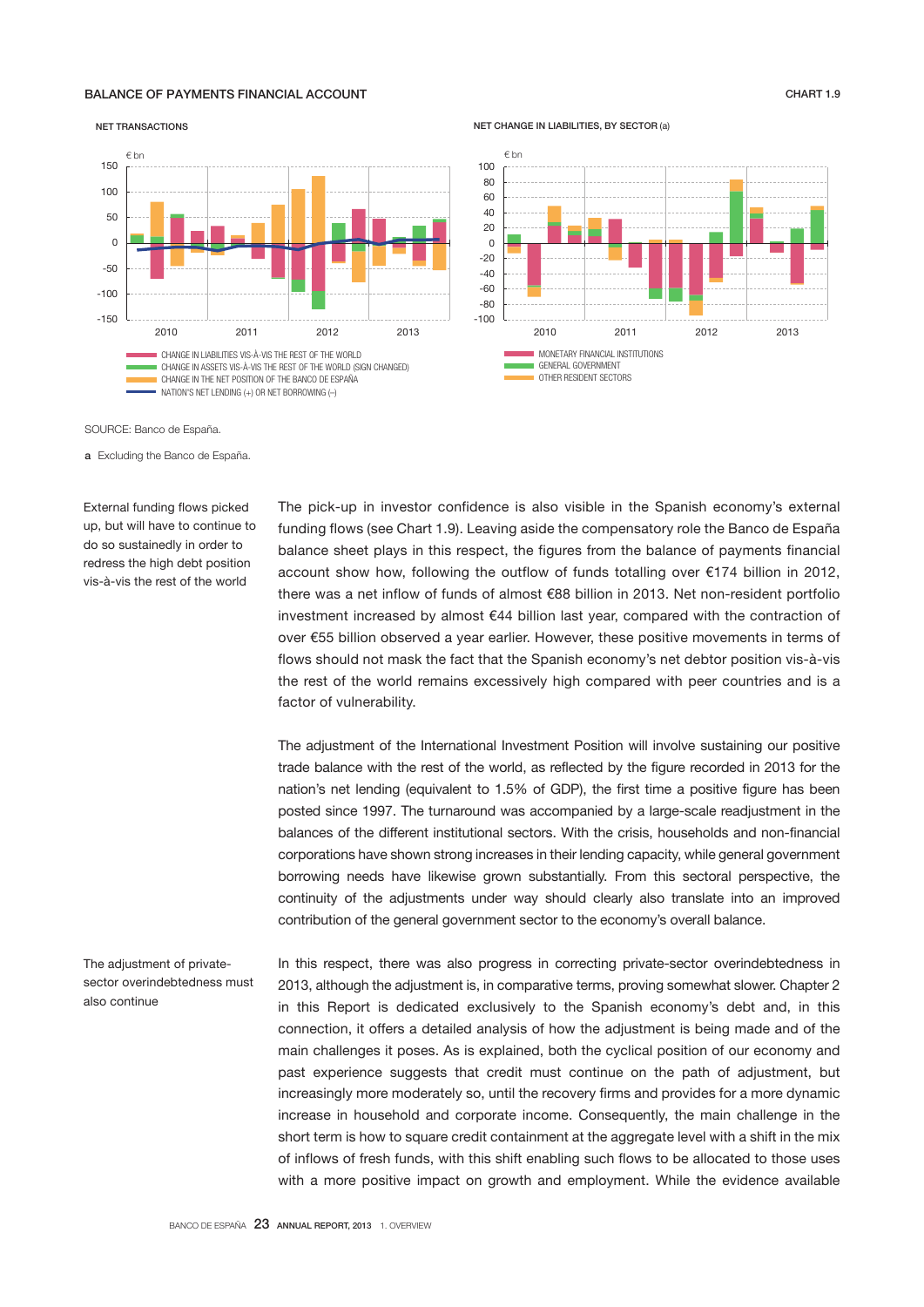## BALANCE OF PAYMENTS FINANCIAL ACCOUNT

CHART 1.9

NET TRANSACTIONS

€ bn

- CHANGE IN LIABILITIES VIS-À-VIS THE REST OF THE WORLD
- CHANGE IN ASSETS VIS-À-VIS THE REST OF THE WORLD (SIGN CHANGED)
- CHANGE IN THE NET POSITION OF THE BANCO DE ESPAÑA
- NATION'S NET LENDING (+) OR NET BORROWING (–)

NET CHANGE IN LIABILITIES, BY SECTOR (a)

€ bn

- MONETARY FINANCIAL INSTITUTIONS
- GENERAL GOVERNMENT
- OTHER RESIDENT SECTORS

SOURCE: Banco de España.

a Excluding the Banco de España.

*External funding flows picked up, but will have to continue to do so sustainedly in order to redress the high debt position vis-à-vis the rest of the world*

The pick-up in investor confidence is also visible in the Spanish economy's external funding flows (see Chart 1.9). Leaving aside the compensatory role the Banco de España balance sheet plays in this respect, the figures from the balance of payments financial account show how, following the outflow of funds totalling over €174 billion in 2012, there was a net inflow of funds of almost €88 billion in 2013. Net non-resident portfolio investment increased by almost €44 billion last year, compared with the contraction of over €55 billion observed a year earlier. However, these positive movements in terms of flows should not mask the fact that the Spanish economy's net debtor position vis-à-vis the rest of the world remains excessively high compared with peer countries and is a factor of vulnerability.

The adjustment of the International Investment Position will involve sustaining our positive trade balance with the rest of the world, as reflected by the figure recorded in 2013 for the nation's net lending (equivalent to 1.5% of GDP), the first time a positive figure has been posted since 1997. The turnaround was accompanied by a large-scale readjustment in the balances of the different institutional sectors. With the crisis, households and non-financial corporations have shown strong increases in their lending capacity, while general government borrowing needs have likewise grown substantially. From this sectoral perspective, the continuity of the adjustments under way should clearly also translate into an improved contribution of the general government sector to the economy's overall balance.

*The adjustment of private-sector overindebtedness must also continue*

In this respect, there was also progress in correcting private-sector overindebtedness in 2013, although the adjustment is, in comparative terms, proving somewhat slower. Chapter 2 in this Report is dedicated exclusively to the Spanish economy's debt and, in this connection, it offers a detailed analysis of how the adjustment is being made and of the main challenges it poses. As is explained, both the cyclical position of our economy and past experience suggests that credit must continue on the path of adjustment, but increasingly more moderately so, until the recovery firms and provides for a more dynamic increase in household and corporate income. Consequently, the main challenge in the short term is how to square credit containment at the aggregate level with a shift in the mix of inflows of fresh funds, with this shift enabling such flows to be allocated to those uses with a more positive impact on growth and employment. While the evidence available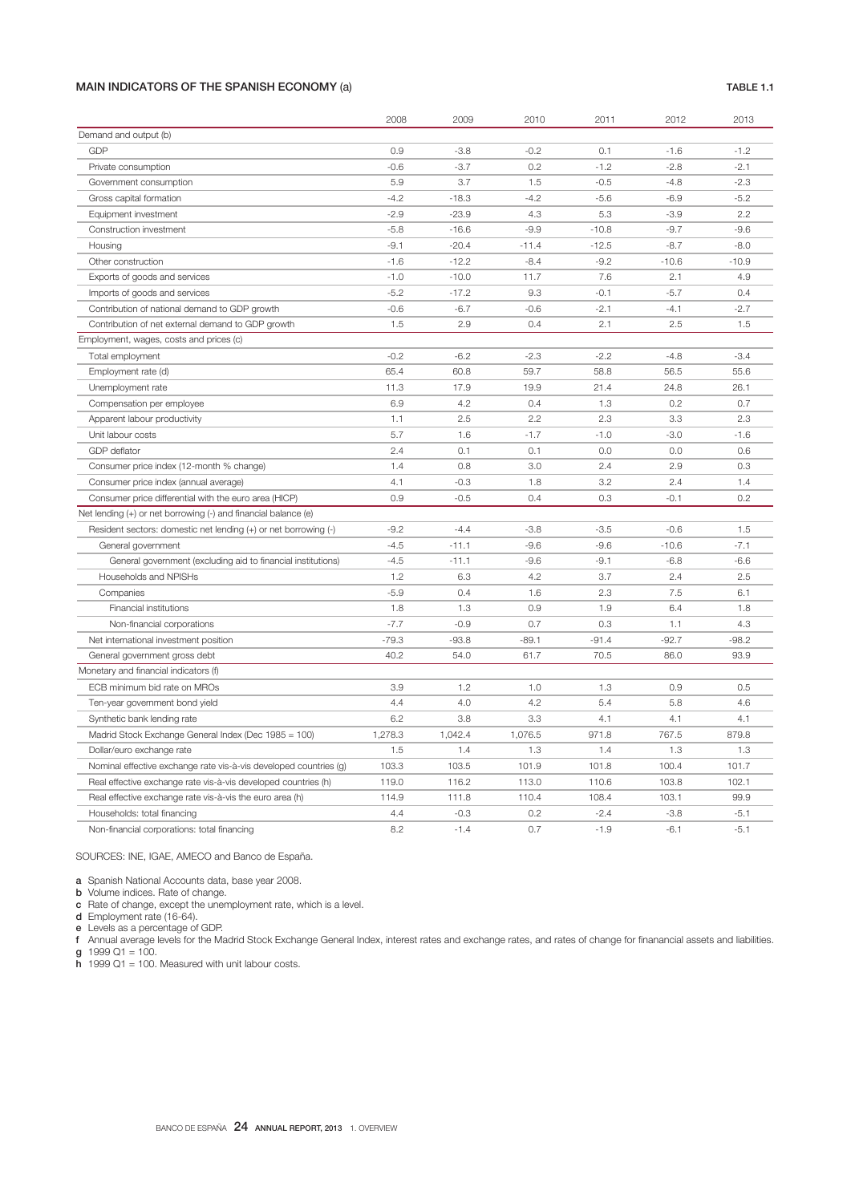**MAIN INDICATORS OF THE SPANISH ECONOMY (a)** **TABLE 1.1**

| | 2008 | 2009 | 2010 | 2011 | 2012 | 2013 |
|---|---|---|---|---|---|---|
| **Demand and output (b)** | | | | | | |
| GDP | 0.9 | -3.8 | -0.2 | 0.1 | -1.6 | -1.2 |
| Private consumption | -0.6 | -3.7 | 0.2 | -1.2 | -2.8 | -2.1 |
| Government consumption | 5.9 | 3.7 | 1.5 | -0.5 | -4.8 | -2.3 |
| Gross capital formation | -4.2 | -18.3 | -4.2 | -5.6 | -6.9 | -5.2 |
| Equipment investment | -2.9 | -23.9 | 4.3 | 5.3 | -3.9 | 2.2 |
| Construction investment | -5.8 | -16.6 | -9.9 | -10.8 | -9.7 | -9.6 |
| Housing | -9.1 | -20.4 | -11.4 | -12.5 | -8.7 | -8.0 |
| Other construction | -1.6 | -12.2 | -8.4 | -9.2 | -10.6 | -10.9 |
| Exports of goods and services | -1.0 | -10.0 | 11.7 | 7.6 | 2.1 | 4.9 |
| Imports of goods and services | -5.2 | -17.2 | 9.3 | -0.1 | -5.7 | 0.4 |
| Contribution of national demand to GDP growth | -0.6 | -6.7 | -0.6 | -2.1 | -4.1 | -2.7 |
| Contribution of net external demand to GDP growth | 1.5 | 2.9 | 0.4 | 2.1 | 2.5 | 1.5 |
| **Employment, wages, costs and prices (c)** | | | | | | |
| Total employment | -0.2 | -6.2 | -2.3 | -2.2 | -4.8 | -3.4 |
| Employment rate (d) | 65.4 | 60.8 | 59.7 | 58.8 | 56.5 | 55.6 |
| Unemployment rate | 11.3 | 17.9 | 19.9 | 21.4 | 24.8 | 26.1 |
| Compensation per employee | 6.9 | 4.2 | 0.4 | 1.3 | 0.2 | 0.7 |
| Apparent labour productivity | 1.1 | 2.5 | 2.2 | 2.3 | 3.3 | 2.3 |
| Unit labour costs | 5.7 | 1.6 | -1.7 | -1.0 | -3.0 | -1.6 |
| GDP deflator | 2.4 | 0.1 | 0.1 | 0.0 | 0.0 | 0.6 |
| Consumer price index (12-month % change) | 1.4 | 0.8 | 3.0 | 2.4 | 2.9 | 0.3 |
| Consumer price index (annual average) | 4.1 | -0.3 | 1.8 | 3.2 | 2.4 | 1.4 |
| Consumer price differential with the euro area (HICP) | 0.9 | -0.5 | 0.4 | 0.3 | -0.1 | 0.2 |
| **Net lending (+) or net borrowing (-) and financial balance (e)** | | | | | | |
| Resident sectors: domestic net lending (+) or net borrowing (-) | -9.2 | -4.4 | -3.8 | -3.5 | -0.6 | 1.5 |
| General government | -4.5 | -11.1 | -9.6 | -9.6 | -10.6 | -7.1 |
| General government (excluding aid to financial institutions) | -4.5 | -11.1 | -9.6 | -9.1 | -6.8 | -6.6 |
| Households and NPISHs | 1.2 | 6.3 | 4.2 | 3.7 | 2.4 | 2.5 |
| Companies | -5.9 | 0.4 | 1.6 | 2.3 | 7.5 | 6.1 |
| Financial institutions | 1.8 | 1.3 | 0.9 | 1.9 | 6.4 | 1.8 |
| Non-financial corporations | -7.7 | -0.9 | 0.7 | 0.3 | 1.1 | 4.3 |
| Net international investment position | -79.3 | -93.8 | -89.1 | -91.4 | -92.7 | -98.2 |
| General government gross debt | 40.2 | 54.0 | 61.7 | 70.5 | 86.0 | 93.9 |
| **Monetary and financial indicators (f)** | | | | | | |
| ECB minimum bid rate on MROs | 3.9 | 1.2 | 1.0 | 1.3 | 0.9 | 0.5 |
| Ten-year government bond yield | 4.4 | 4.0 | 4.2 | 5.4 | 5.8 | 4.6 |
| Synthetic bank lending rate | 6.2 | 3.8 | 3.3 | 4.1 | 4.1 | 4.1 |
| Madrid Stock Exchange General Index (Dec 1985 = 100) | 1,278.3 | 1,042.4 | 1,076.5 | 971.8 | 767.5 | 879.8 |
| Dollar/euro exchange rate | 1.5 | 1.4 | 1.3 | 1.4 | 1.3 | 1.3 |
| Nominal effective exchange rate vis-à-vis developed countries (g) | 103.3 | 103.5 | 101.9 | 101.8 | 100.4 | 101.7 |
| Real effective exchange rate vis-à-vis developed countries (h) | 119.0 | 116.2 | 113.0 | 110.6 | 103.8 | 102.1 |
| Real effective exchange rate vis-à-vis the euro area (h) | 114.9 | 111.8 | 110.4 | 108.4 | 103.1 | 99.9 |
| Households: total financing | 4.4 | -0.3 | 0.2 | -2.4 | -3.8 | -5.1 |
| Non-financial corporations: total financing | 8.2 | -1.4 | 0.7 | -1.9 | -6.1 | -5.1 |

SOURCES: INE, IGAE, AMECO and Banco de España.

**a** Spanish National Accounts data, base year 2008.
**b** Volume indices. Rate of change.
**c** Rate of change, except the unemployment rate, which is a level.
**d** Employment rate (16-64).
**e** Levels as a percentage of GDP.
**f** Annual average levels for the Madrid Stock Exchange General Index, interest rates and exchange rates, and rates of change for finanancial assets and liabilities.
**g** 1999 Q1 = 100.
**h** 1999 Q1 = 100. Measured with unit labour costs.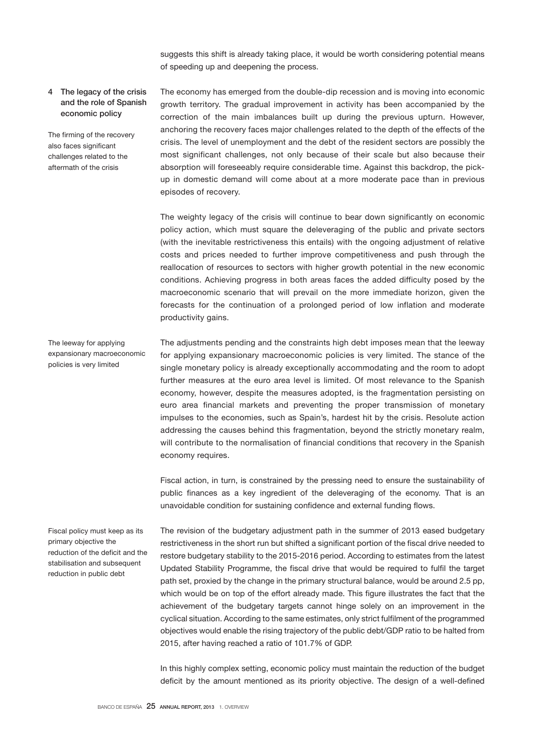suggests this shift is already taking place, it would be worth considering potential means of speeding up and deepening the process.

## 4 The legacy of the crisis and the role of Spanish economic policy

*The firming of the recovery also faces significant challenges related to the aftermath of the crisis*

The economy has emerged from the double-dip recession and is moving into economic growth territory. The gradual improvement in activity has been accompanied by the correction of the main imbalances built up during the previous upturn. However, anchoring the recovery faces major challenges related to the depth of the effects of the crisis. The level of unemployment and the debt of the resident sectors are possibly the most significant challenges, not only because of their scale but also because their absorption will foreseeably require considerable time. Against this backdrop, the pick-up in domestic demand will come about at a more moderate pace than in previous episodes of recovery.

The weighty legacy of the crisis will continue to bear down significantly on economic policy action, which must square the deleveraging of the public and private sectors (with the inevitable restrictiveness this entails) with the ongoing adjustment of relative costs and prices needed to further improve competitiveness and push through the reallocation of resources to sectors with higher growth potential in the new economic conditions. Achieving progress in both areas faces the added difficulty posed by the macroeconomic scenario that will prevail on the more immediate horizon, given the forecasts for the continuation of a prolonged period of low inflation and moderate productivity gains.

*The leeway for applying expansionary macroeconomic policies is very limited*

The adjustments pending and the constraints high debt imposes mean that the leeway for applying expansionary macroeconomic policies is very limited. The stance of the single monetary policy is already exceptionally accommodating and the room to adopt further measures at the euro area level is limited. Of most relevance to the Spanish economy, however, despite the measures adopted, is the fragmentation persisting on euro area financial markets and preventing the proper transmission of monetary impulses to the economies, such as Spain's, hardest hit by the crisis. Resolute action addressing the causes behind this fragmentation, beyond the strictly monetary realm, will contribute to the normalisation of financial conditions that recovery in the Spanish economy requires.

Fiscal action, in turn, is constrained by the pressing need to ensure the sustainability of public finances as a key ingredient of the deleveraging of the economy. That is an unavoidable condition for sustaining confidence and external funding flows.

*Fiscal policy must keep as its primary objective the reduction of the deficit and the stabilisation and subsequent reduction in public debt*

The revision of the budgetary adjustment path in the summer of 2013 eased budgetary restrictiveness in the short run but shifted a significant portion of the fiscal drive needed to restore budgetary stability to the 2015-2016 period. According to estimates from the latest Updated Stability Programme, the fiscal drive that would be required to fulfil the target path set, proxied by the change in the primary structural balance, would be around 2.5 pp, which would be on top of the effort already made. This figure illustrates the fact that the achievement of the budgetary targets cannot hinge solely on an improvement in the cyclical situation. According to the same estimates, only strict fulfilment of the programmed objectives would enable the rising trajectory of the public debt/GDP ratio to be halted from 2015, after having reached a ratio of 101.7% of GDP.

In this highly complex setting, economic policy must maintain the reduction of the budget deficit by the amount mentioned as its priority objective. The design of a well-defined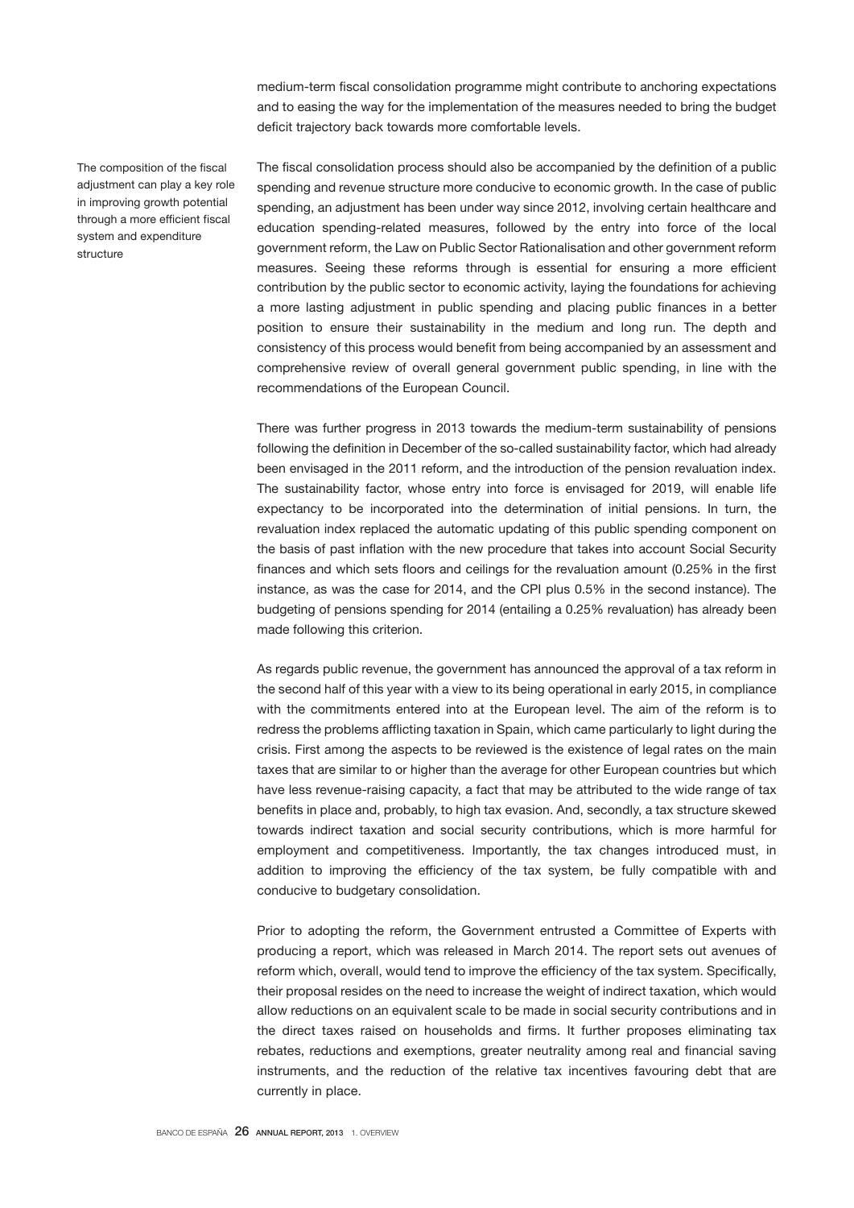medium-term fiscal consolidation programme might contribute to anchoring expectations and to easing the way for the implementation of the measures needed to bring the budget deficit trajectory back towards more comfortable levels.

The composition of the fiscal adjustment can play a key role in improving growth potential through a more efficient fiscal system and expenditure structure

The fiscal consolidation process should also be accompanied by the definition of a public spending and revenue structure more conducive to economic growth. In the case of public spending, an adjustment has been under way since 2012, involving certain healthcare and education spending-related measures, followed by the entry into force of the local government reform, the Law on Public Sector Rationalisation and other government reform measures. Seeing these reforms through is essential for ensuring a more efficient contribution by the public sector to economic activity, laying the foundations for achieving a more lasting adjustment in public spending and placing public finances in a better position to ensure their sustainability in the medium and long run. The depth and consistency of this process would benefit from being accompanied by an assessment and comprehensive review of overall general government public spending, in line with the recommendations of the European Council.

There was further progress in 2013 towards the medium-term sustainability of pensions following the definition in December of the so-called sustainability factor, which had already been envisaged in the 2011 reform, and the introduction of the pension revaluation index. The sustainability factor, whose entry into force is envisaged for 2019, will enable life expectancy to be incorporated into the determination of initial pensions. In turn, the revaluation index replaced the automatic updating of this public spending component on the basis of past inflation with the new procedure that takes into account Social Security finances and which sets floors and ceilings for the revaluation amount (0.25% in the first instance, as was the case for 2014, and the CPI plus 0.5% in the second instance). The budgeting of pensions spending for 2014 (entailing a 0.25% revaluation) has already been made following this criterion.

As regards public revenue, the government has announced the approval of a tax reform in the second half of this year with a view to its being operational in early 2015, in compliance with the commitments entered into at the European level. The aim of the reform is to redress the problems afflicting taxation in Spain, which came particularly to light during the crisis. First among the aspects to be reviewed is the existence of legal rates on the main taxes that are similar to or higher than the average for other European countries but which have less revenue-raising capacity, a fact that may be attributed to the wide range of tax benefits in place and, probably, to high tax evasion. And, secondly, a tax structure skewed towards indirect taxation and social security contributions, which is more harmful for employment and competitiveness. Importantly, the tax changes introduced must, in addition to improving the efficiency of the tax system, be fully compatible with and conducive to budgetary consolidation.

Prior to adopting the reform, the Government entrusted a Committee of Experts with producing a report, which was released in March 2014. The report sets out avenues of reform which, overall, would tend to improve the efficiency of the tax system. Specifically, their proposal resides on the need to increase the weight of indirect taxation, which would allow reductions on an equivalent scale to be made in social security contributions and in the direct taxes raised on households and firms. It further proposes eliminating tax rebates, reductions and exemptions, greater neutrality among real and financial saving instruments, and the reduction of the relative tax incentives favouring debt that are currently in place.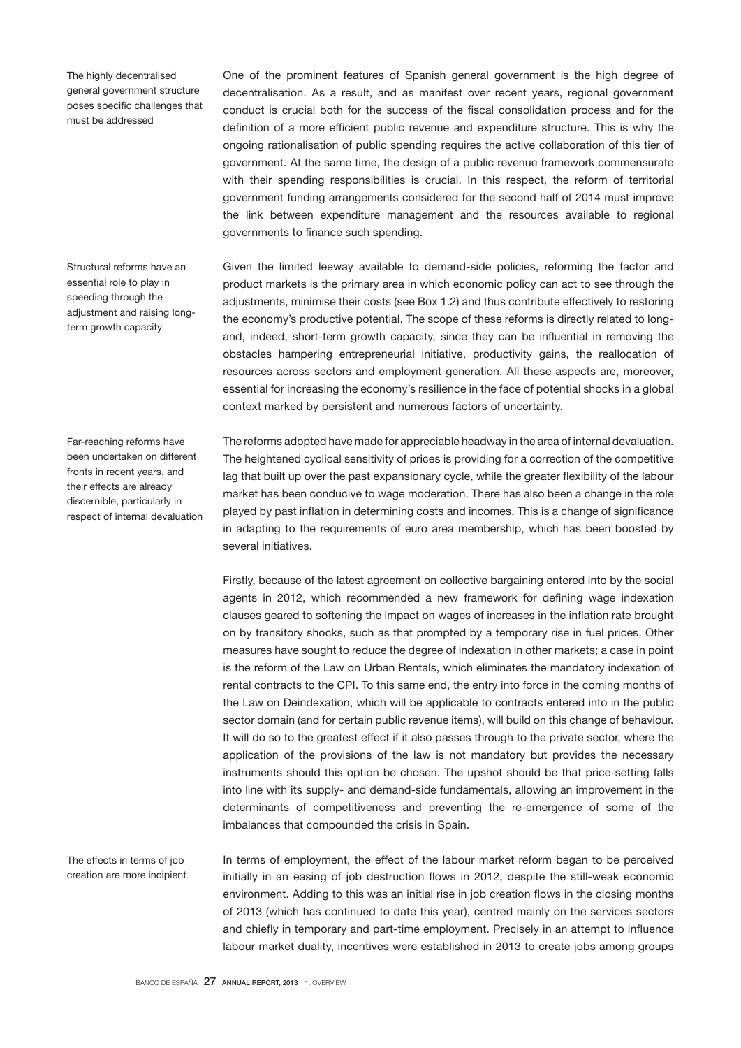*The highly decentralised general government structure poses specific challenges that must be addressed*

One of the prominent features of Spanish general government is the high degree of decentralisation. As a result, and as manifest over recent years, regional government conduct is crucial both for the success of the fiscal consolidation process and for the definition of a more efficient public revenue and expenditure structure. This is why the ongoing rationalisation of public spending requires the active collaboration of this tier of government. At the same time, the design of a public revenue framework commensurate with their spending responsibilities is crucial. In this respect, the reform of territorial government funding arrangements considered for the second half of 2014 must improve the link between expenditure management and the resources available to regional governments to finance such spending.

*Structural reforms have an essential role to play in speeding through the adjustment and raising long-term growth capacity*

Given the limited leeway available to demand-side policies, reforming the factor and product markets is the primary area in which economic policy can act to see through the adjustments, minimise their costs (see Box 1.2) and thus contribute effectively to restoring the economy's productive potential. The scope of these reforms is directly related to long- and, indeed, short-term growth capacity, since they can be influential in removing the obstacles hampering entrepreneurial initiative, productivity gains, the reallocation of resources across sectors and employment generation. All these aspects are, moreover, essential for increasing the economy's resilience in the face of potential shocks in a global context marked by persistent and numerous factors of uncertainty.

*Far-reaching reforms have been undertaken on different fronts in recent years, and their effects are already discernible, particularly in respect of internal devaluation*

The reforms adopted have made for appreciable headway in the area of internal devaluation. The heightened cyclical sensitivity of prices is providing for a correction of the competitive lag that built up over the past expansionary cycle, while the greater flexibility of the labour market has been conducive to wage moderation. There has also been a change in the role played by past inflation in determining costs and incomes. This is a change of significance in adapting to the requirements of euro area membership, which has been boosted by several initiatives.

Firstly, because of the latest agreement on collective bargaining entered into by the social agents in 2012, which recommended a new framework for defining wage indexation clauses geared to softening the impact on wages of increases in the inflation rate brought on by transitory shocks, such as that prompted by a temporary rise in fuel prices. Other measures have sought to reduce the degree of indexation in other markets; a case in point is the reform of the Law on Urban Rentals, which eliminates the mandatory indexation of rental contracts to the CPI. To this same end, the entry into force in the coming months of the Law on Deindexation, which will be applicable to contracts entered into in the public sector domain (and for certain public revenue items), will build on this change of behaviour. It will do so to the greatest effect if it also passes through to the private sector, where the application of the provisions of the law is not mandatory but provides the necessary instruments should this option be chosen. The upshot should be that price-setting falls into line with its supply- and demand-side fundamentals, allowing an improvement in the determinants of competitiveness and preventing the re-emergence of some of the imbalances that compounded the crisis in Spain.

*The effects in terms of job creation are more incipient*

In terms of employment, the effect of the labour market reform began to be perceived initially in an easing of job destruction flows in 2012, despite the still-weak economic environment. Adding to this was an initial rise in job creation flows in the closing months of 2013 (which has continued to date this year), centred mainly on the services sectors and chiefly in temporary and part-time employment. Precisely in an attempt to influence labour market duality, incentives were established in 2013 to create jobs among groups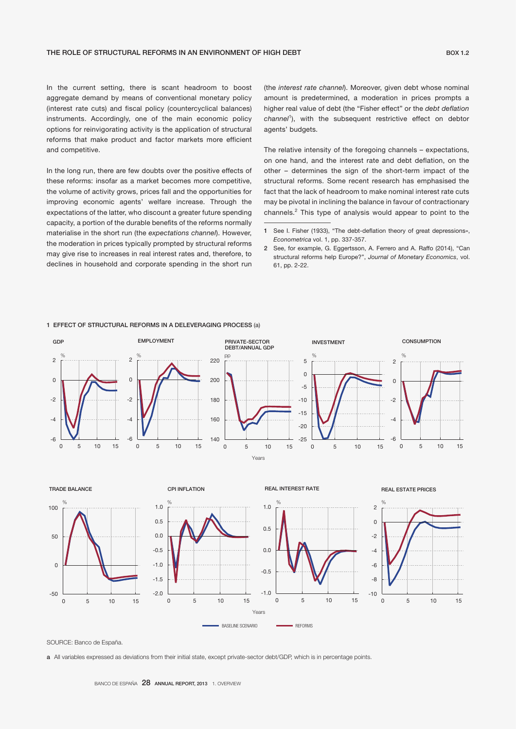## THE ROLE OF STRUCTURAL REFORMS IN AN ENVIRONMENT OF HIGH DEBT

**BOX 1.2**

In the current setting, there is scant headroom to boost aggregate demand by means of conventional monetary policy (interest rate cuts) and fiscal policy (countercyclical balances) instruments. Accordingly, one of the main economic policy options for reinvigorating activity is the application of structural reforms that make product and factor markets more efficient and competitive.

In the long run, there are few doubts over the positive effects of these reforms: insofar as a market becomes more competitive, the volume of activity grows, prices fall and the opportunities for improving economic agents' welfare increase. Through the expectations of the latter, who discount a greater future spending capacity, a portion of the durable benefits of the reforms normally materialise in the short run (the *expectations channel*). However, the moderation in prices typically prompted by structural reforms may give rise to increases in real interest rates and, therefore, to declines in household and corporate spending in the short run (the *interest rate channel*). Moreover, given debt whose nominal amount is predetermined, a moderation in prices prompts a higher real value of debt (the "Fisher effect" or the *debt deflation channel*[1]), with the subsequent restrictive effect on debtor agents' budgets.

The relative intensity of the foregoing channels – expectations, on one hand, and the interest rate and debt deflation, on the other – determines the sign of the short-term impact of the structural reforms. Some recent research has emphasised the fact that the lack of headroom to make nominal interest rate cuts may be pivotal in inclining the balance in favour of contractionary channels.[2] This type of analysis would appear to point to the

1 See I. Fisher (1933), "The debt-deflation theory of great depressions», *Econometrica* vol. 1, pp. 337-357.

2 See, for example, G. Eggertsson, A. Ferrero and A. Raffo (2014), "Can structural reforms help Europe?", *Journal of Monetary Economics*, vol. 61, pp. 2-22.

**1 EFFECT OF STRUCTURAL REFORMS IN A DELEVERAGING PROCESS** (a)

Panels: GDP; EMPLOYMENT; PRIVATE-SECTOR DEBT/ANNUAL GDP; INVESTMENT; CONSUMPTION; TRADE BALANCE; CPI INFLATION; REAL INTEREST RATE; REAL ESTATE PRICES. Legend: BASELINE SCENARIO; REFORMS.

SOURCE: Banco de España.

a All variables expressed as deviations from their initial state, except private-sector debt/GDP, which is in percentage points.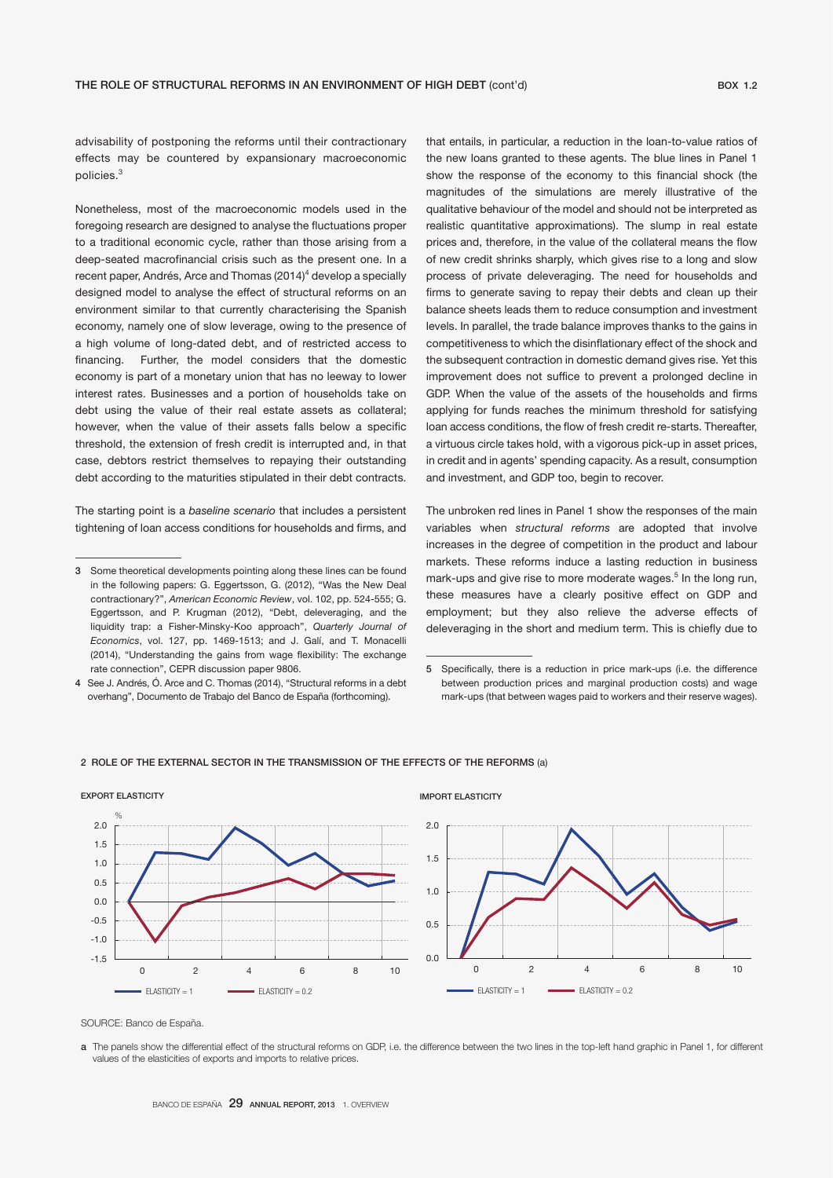## THE ROLE OF STRUCTURAL REFORMS IN AN ENVIRONMENT OF HIGH DEBT (cont'd)

advisability of postponing the reforms until their contractionary effects may be countered by expansionary macroeconomic policies.[3]

Nonetheless, most of the macroeconomic models used in the foregoing research are designed to analyse the fluctuations proper to a traditional economic cycle, rather than those arising from a deep-seated macrofinancial crisis such as the present one. In a recent paper, Andrés, Arce and Thomas (2014)[4] develop a specially designed model to analyse the effect of structural reforms on an environment similar to that currently characterising the Spanish economy, namely one of slow leverage, owing to the presence of a high volume of long-dated debt, and of restricted access to financing. Further, the model considers that the domestic economy is part of a monetary union that has no leeway to lower interest rates. Businesses and a portion of households take on debt using the value of their real estate assets as collateral; however, when the value of their assets falls below a specific threshold, the extension of fresh credit is interrupted and, in that case, debtors restrict themselves to repaying their outstanding debt according to the maturities stipulated in their debt contracts.

The starting point is a *baseline scenario* that includes a persistent tightening of loan access conditions for households and firms, and that entails, in particular, a reduction in the loan-to-value ratios of the new loans granted to these agents. The blue lines in Panel 1 show the response of the economy to this financial shock (the magnitudes of the simulations are merely illustrative of the qualitative behaviour of the model and should not be interpreted as realistic quantitative approximations). The slump in real estate prices and, therefore, in the value of the collateral means the flow of new credit shrinks sharply, which gives rise to a long and slow process of private deleveraging. The need for households and firms to generate saving to repay their debts and clean up their balance sheets leads them to reduce consumption and investment levels. In parallel, the trade balance improves thanks to the gains in competitiveness to which the disinflationary effect of the shock and the subsequent contraction in domestic demand gives rise. Yet this improvement does not suffice to prevent a prolonged decline in GDP. When the value of the assets of the households and firms applying for funds reaches the minimum threshold for satisfying loan access conditions, the flow of fresh credit re-starts. Thereafter, a virtuous circle takes hold, with a vigorous pick-up in asset prices, in credit and in agents' spending capacity. As a result, consumption and investment, and GDP too, begin to recover.

The unbroken red lines in Panel 1 show the responses of the main variables when *structural reforms* are adopted that involve increases in the degree of competition in the product and labour markets. These reforms induce a lasting reduction in business mark-ups and give rise to more moderate wages.[5] In the long run, these measures have a clearly positive effect on GDP and employment; but they also relieve the adverse effects of deleveraging in the short and medium term. This is chiefly due to

3 Some theoretical developments pointing along these lines can be found in the following papers: G. Eggertsson, G. (2012), "Was the New Deal contractionary?", *American Economic Review*, vol. 102, pp. 524-555; G. Eggertsson, and P. Krugman (2012), "Debt, deleveraging, and the liquidity trap: a Fisher-Minsky-Koo approach", *Quarterly Journal of Economics*, vol. 127, pp. 1469-1513; and J. Galí, and T. Monacelli (2014), "Understanding the gains from wage flexibility: The exchange rate connection", CEPR discussion paper 9806.

4 See J. Andrés, Ó. Arce and C. Thomas (2014), "Structural reforms in a debt overhang", Documento de Trabajo del Banco de España (forthcoming).

5 Specifically, there is a reduction in price mark-ups (i.e. the difference between production prices and marginal production costs) and wage mark-ups (that between wages paid to workers and their reserve wages).

**2 ROLE OF THE EXTERNAL SECTOR IN THE TRANSMISSION OF THE EFFECTS OF THE REFORMS (a)**

EXPORT ELASTICITY

IMPORT ELASTICITY

ELASTICITY = 1 — ELASTICITY = 0.2

SOURCE: Banco de España.

a The panels show the differential effect of the structural reforms on GDP, i.e. the difference between the two lines in the top-left hand graphic in Panel 1, for different values of the elasticities of exports and imports to relative prices.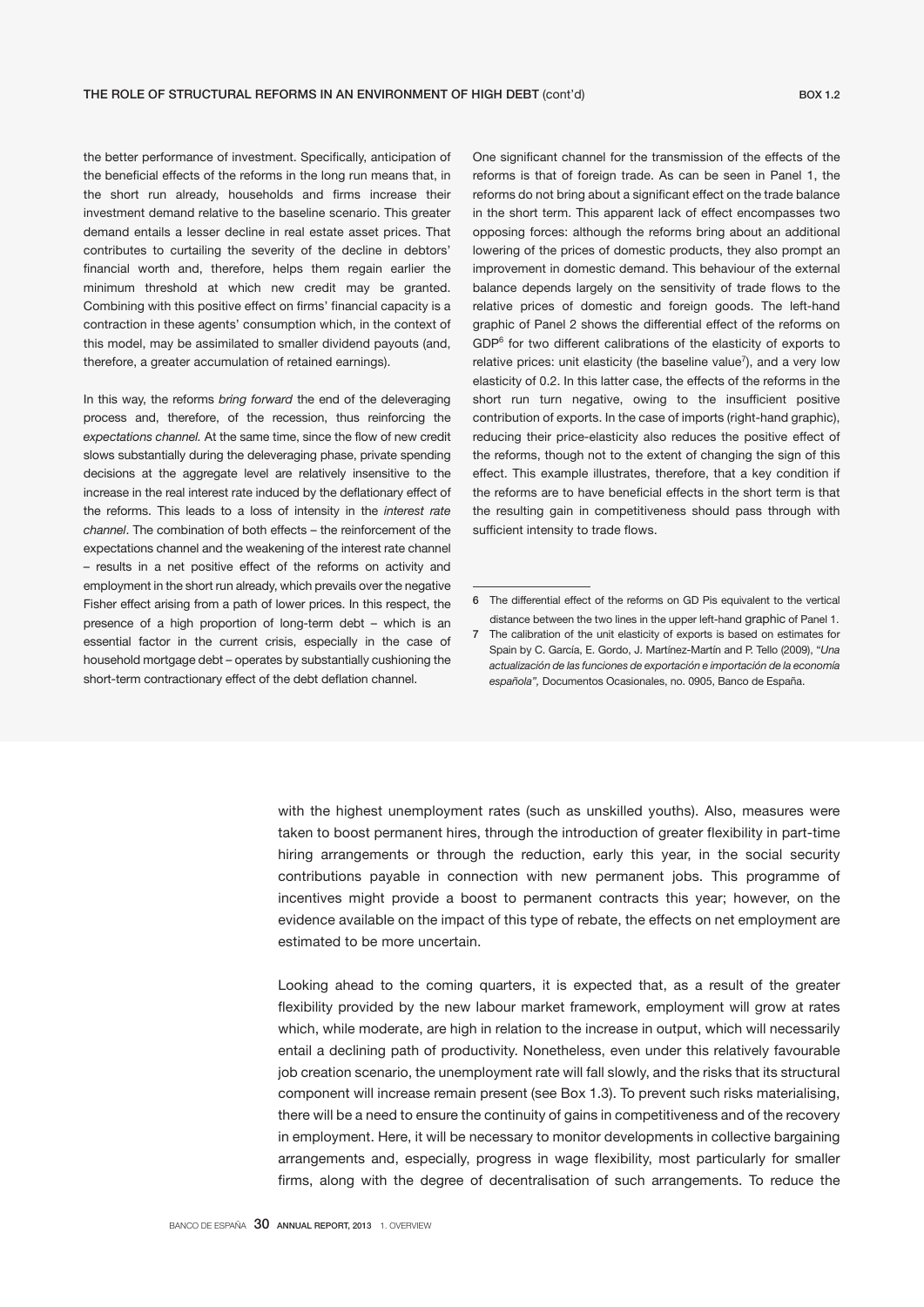## THE ROLE OF STRUCTURAL REFORMS IN AN ENVIRONMENT OF HIGH DEBT (cont'd)

the better performance of investment. Specifically, anticipation of the beneficial effects of the reforms in the long run means that, in the short run already, households and firms increase their investment demand relative to the baseline scenario. This greater demand entails a lesser decline in real estate asset prices. That contributes to curtailing the severity of the decline in debtors' financial worth and, therefore, helps them regain earlier the minimum threshold at which new credit may be granted. Combining with this positive effect on firms' financial capacity is a contraction in these agents' consumption which, in the context of this model, may be assimilated to smaller dividend payouts (and, therefore, a greater accumulation of retained earnings).

In this way, the reforms *bring forward* the end of the deleveraging process and, therefore, of the recession, thus reinforcing the *expectations channel.* At the same time, since the flow of new credit slows substantially during the deleveraging phase, private spending decisions at the aggregate level are relatively insensitive to the increase in the real interest rate induced by the deflationary effect of the reforms. This leads to a loss of intensity in the *interest rate channel*. The combination of both effects – the reinforcement of the expectations channel and the weakening of the interest rate channel – results in a net positive effect of the reforms on activity and employment in the short run already, which prevails over the negative Fisher effect arising from a path of lower prices. In this respect, the presence of a high proportion of long-term debt – which is an essential factor in the current crisis, especially in the case of household mortgage debt – operates by substantially cushioning the short-term contractionary effect of the debt deflation channel.

One significant channel for the transmission of the effects of the reforms is that of foreign trade. As can be seen in Panel 1, the reforms do not bring about a significant effect on the trade balance in the short term. This apparent lack of effect encompasses two opposing forces: although the reforms bring about an additional lowering of the prices of domestic products, they also prompt an improvement in domestic demand. This behaviour of the external balance depends largely on the sensitivity of trade flows to the relative prices of domestic and foreign goods. The left-hand graphic of Panel 2 shows the differential effect of the reforms on GDP[6] for two different calibrations of the elasticity of exports to relative prices: unit elasticity (the baseline value[7]), and a very low elasticity of 0.2. In this latter case, the effects of the reforms in the short run turn negative, owing to the insufficient positive contribution of exports. In the case of imports (right-hand graphic), reducing their price-elasticity also reduces the positive effect of the reforms, though not to the extent of changing the sign of this effect. This example illustrates, therefore, that a key condition if the reforms are to have beneficial effects in the short term is that the resulting gain in competitiveness should pass through with sufficient intensity to trade flows.

6 The differential effect of the reforms on GD Pis equivalent to the vertical distance between the two lines in the upper left-hand graphic of Panel 1.

7 The calibration of the unit elasticity of exports is based on estimates for Spain by C. García, E. Gordo, J. Martínez-Martín and P. Tello (2009), "*Una actualización de las funciones de exportación e importación de la economía española",* Documentos Ocasionales, no. 0905, Banco de España.

with the highest unemployment rates (such as unskilled youths). Also, measures were taken to boost permanent hires, through the introduction of greater flexibility in part-time hiring arrangements or through the reduction, early this year, in the social security contributions payable in connection with new permanent jobs. This programme of incentives might provide a boost to permanent contracts this year; however, on the evidence available on the impact of this type of rebate, the effects on net employment are estimated to be more uncertain.

Looking ahead to the coming quarters, it is expected that, as a result of the greater flexibility provided by the new labour market framework, employment will grow at rates which, while moderate, are high in relation to the increase in output, which will necessarily entail a declining path of productivity. Nonetheless, even under this relatively favourable job creation scenario, the unemployment rate will fall slowly, and the risks that its structural component will increase remain present (see Box 1.3). To prevent such risks materialising, there will be a need to ensure the continuity of gains in competitiveness and of the recovery in employment. Here, it will be necessary to monitor developments in collective bargaining arrangements and, especially, progress in wage flexibility, most particularly for smaller firms, along with the degree of decentralisation of such arrangements. To reduce the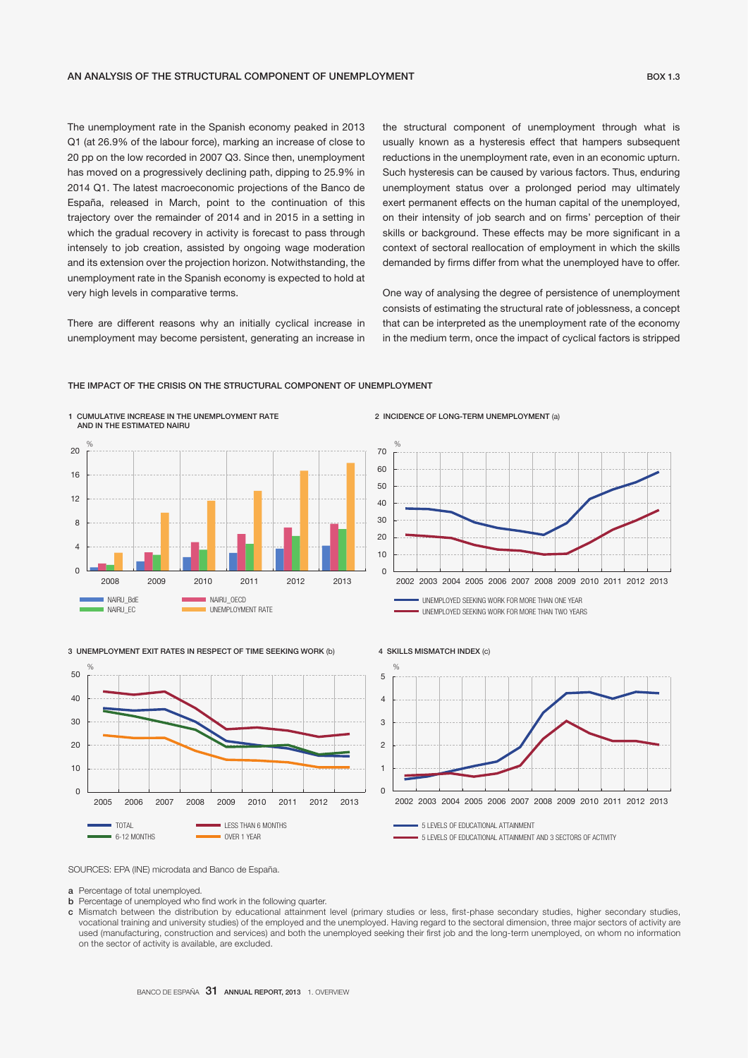## AN ANALYSIS OF THE STRUCTURAL COMPONENT OF UNEMPLOYMENT

BOX 1.3

The unemployment rate in the Spanish economy peaked in 2013 Q1 (at 26.9% of the labour force), marking an increase of close to 20 pp on the low recorded in 2007 Q3. Since then, unemployment has moved on a progressively declining path, dipping to 25.9% in 2014 Q1. The latest macroeconomic projections of the Banco de España, released in March, point to the continuation of this trajectory over the remainder of 2014 and in 2015 in a setting in which the gradual recovery in activity is forecast to pass through intensely to job creation, assisted by ongoing wage moderation and its extension over the projection horizon. Notwithstanding, the unemployment rate in the Spanish economy is expected to hold at very high levels in comparative terms.

There are different reasons why an initially cyclical increase in unemployment may become persistent, generating an increase in the structural component of unemployment through what is usually known as a hysteresis effect that hampers subsequent reductions in the unemployment rate, even in an economic upturn. Such hysteresis can be caused by various factors. Thus, enduring unemployment status over a prolonged period may ultimately exert permanent effects on the human capital of the unemployed, on their intensity of job search and on firms' perception of their skills or background. These effects may be more significant in a context of sectoral reallocation of employment in which the skills demanded by firms differ from what the unemployed have to offer.

One way of analysing the degree of persistence of unemployment consists of estimating the structural rate of joblessness, a concept that can be interpreted as the unemployment rate of the economy in the medium term, once the impact of cyclical factors is stripped

THE IMPACT OF THE CRISIS ON THE STRUCTURAL COMPONENT OF UNEMPLOYMENT

1 CUMULATIVE INCREASE IN THE UNEMPLOYMENT RATE AND IN THE ESTIMATED NAIRU

2 INCIDENCE OF LONG-TERM UNEMPLOYMENT (a)

3 UNEMPLOYMENT EXIT RATES IN RESPECT OF TIME SEEKING WORK (b)

4 SKILLS MISMATCH INDEX (c)

SOURCES: EPA (INE) microdata and Banco de España.

a Percentage of total unemployed.

b Percentage of unemployed who find work in the following quarter.

c Mismatch between the distribution by educational attainment level (primary studies or less, first-phase secondary studies, higher secondary studies, vocational training and university studies) of the employed and the unemployed. Having regard to the sectoral dimension, three major sectors of activity are used (manufacturing, construction and services) and both the unemployed seeking their first job and the long-term unemployed, on whom no information on the sector of activity is available, are excluded.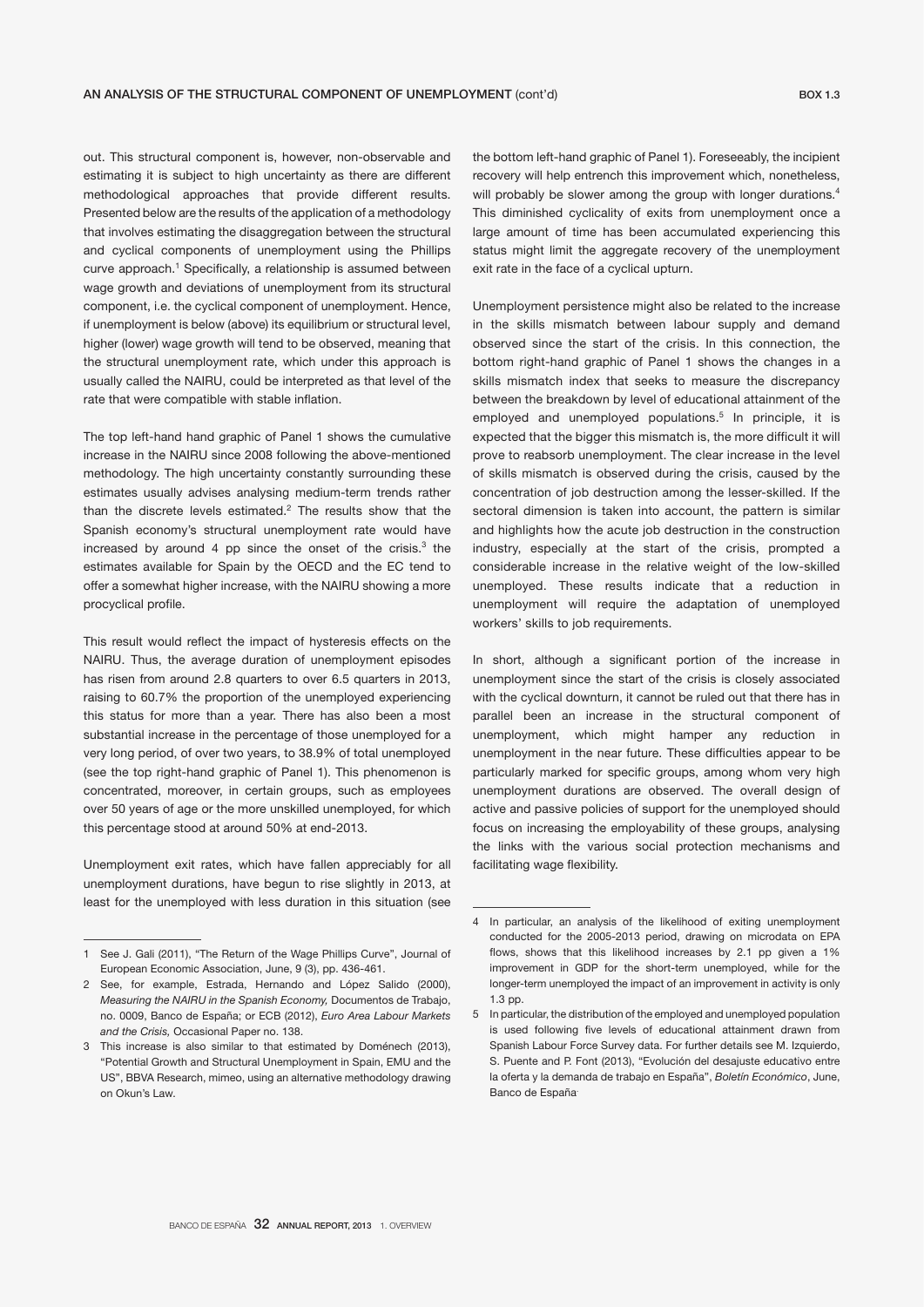out. This structural component is, however, non-observable and estimating it is subject to high uncertainty as there are different methodological approaches that provide different results. Presented below are the results of the application of a methodology that involves estimating the disaggregation between the structural and cyclical components of unemployment using the Phillips curve approach.[1] Specifically, a relationship is assumed between wage growth and deviations of unemployment from its structural component, i.e. the cyclical component of unemployment. Hence, if unemployment is below (above) its equilibrium or structural level, higher (lower) wage growth will tend to be observed, meaning that the structural unemployment rate, which under this approach is usually called the NAIRU, could be interpreted as that level of the rate that were compatible with stable inflation.

The top left-hand hand graphic of Panel 1 shows the cumulative increase in the NAIRU since 2008 following the above-mentioned methodology. The high uncertainty constantly surrounding these estimates usually advises analysing medium-term trends rather than the discrete levels estimated.[2] The results show that the Spanish economy's structural unemployment rate would have increased by around 4 pp since the onset of the crisis.[3] the estimates available for Spain by the OECD and the EC tend to offer a somewhat higher increase, with the NAIRU showing a more procyclical profile.

This result would reflect the impact of hysteresis effects on the NAIRU. Thus, the average duration of unemployment episodes has risen from around 2.8 quarters to over 6.5 quarters in 2013, raising to 60.7% the proportion of the unemployed experiencing this status for more than a year. There has also been a most substantial increase in the percentage of those unemployed for a very long period, of over two years, to 38.9% of total unemployed (see the top right-hand graphic of Panel 1). This phenomenon is concentrated, moreover, in certain groups, such as employees over 50 years of age or the more unskilled unemployed, for which this percentage stood at around 50% at end-2013.

Unemployment exit rates, which have fallen appreciably for all unemployment durations, have begun to rise slightly in 2013, at least for the unemployed with less duration in this situation (see the bottom left-hand graphic of Panel 1). Foreseeably, the incipient recovery will help entrench this improvement which, nonetheless, will probably be slower among the group with longer durations.[4] This diminished cyclicality of exits from unemployment once a large amount of time has been accumulated experiencing this status might limit the aggregate recovery of the unemployment exit rate in the face of a cyclical upturn.

Unemployment persistence might also be related to the increase in the skills mismatch between labour supply and demand observed since the start of the crisis. In this connection, the bottom right-hand graphic of Panel 1 shows the changes in a skills mismatch index that seeks to measure the discrepancy between the breakdown by level of educational attainment of the employed and unemployed populations.[5] In principle, it is expected that the bigger this mismatch is, the more difficult it will prove to reabsorb unemployment. The clear increase in the level of skills mismatch is observed during the crisis, caused by the concentration of job destruction among the lesser-skilled. If the sectoral dimension is taken into account, the pattern is similar and highlights how the acute job destruction in the construction industry, especially at the start of the crisis, prompted a considerable increase in the relative weight of the low-skilled unemployed. These results indicate that a reduction in unemployment will require the adaptation of unemployed workers' skills to job requirements.

In short, although a significant portion of the increase in unemployment since the start of the crisis is closely associated with the cyclical downturn, it cannot be ruled out that there has in parallel been an increase in the structural component of unemployment, which might hamper any reduction in unemployment in the near future. These difficulties appear to be particularly marked for specific groups, among whom very high unemployment durations are observed. The overall design of active and passive policies of support for the unemployed should focus on increasing the employability of these groups, analysing the links with the various social protection mechanisms and facilitating wage flexibility.

---

1 See J. Galí (2011), "The Return of the Wage Phillips Curve", Journal of European Economic Association, June, 9 (3), pp. 436-461.

2 See, for example, Estrada, Hernando and López Salido (2000), *Measuring the NAIRU in the Spanish Economy,* Documentos de Trabajo, no. 0009, Banco de España; or ECB (2012), *Euro Area Labour Markets and the Crisis,* Occasional Paper no. 138.

3 This increase is also similar to that estimated by Doménech (2013), "Potential Growth and Structural Unemployment in Spain, EMU and the US", BBVA Research, mimeo, using an alternative methodology drawing on Okun's Law.

4 In particular, an analysis of the likelihood of exiting unemployment conducted for the 2005-2013 period, drawing on microdata on EPA flows, shows that this likelihood increases by 2.1 pp given a 1% improvement in GDP for the short-term unemployed, while for the longer-term unemployed the impact of an improvement in activity is only 1.3 pp.

5 In particular, the distribution of the employed and unemployed population is used following five levels of educational attainment drawn from Spanish Labour Force Survey data. For further details see M. Izquierdo, S. Puente and P. Font (2013), "Evolución del desajuste educativo entre la oferta y la demanda de trabajo en España", *Boletín Económico*, June, Banco de España.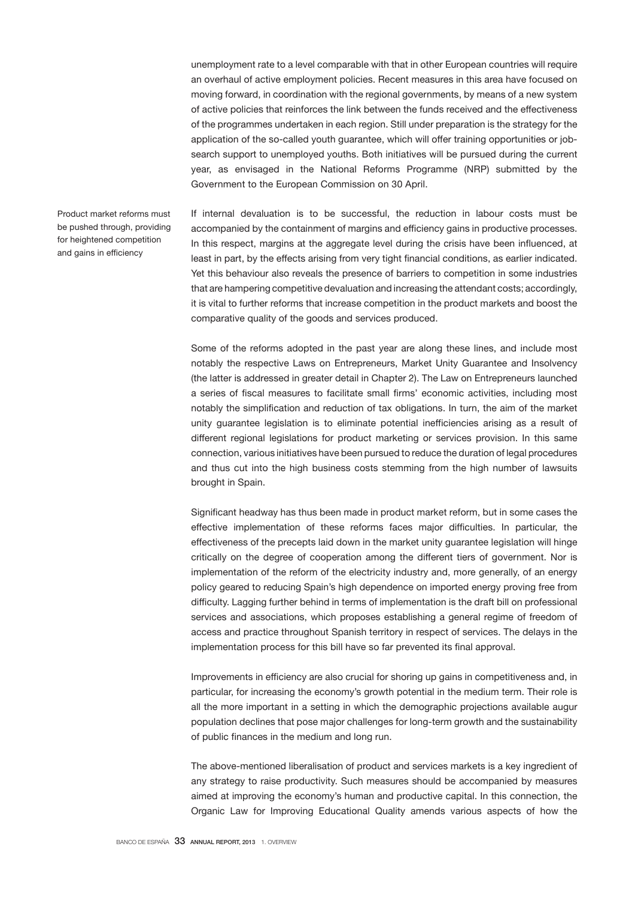unemployment rate to a level comparable with that in other European countries will require an overhaul of active employment policies. Recent measures in this area have focused on moving forward, in coordination with the regional governments, by means of a new system of active policies that reinforces the link between the funds received and the effectiveness of the programmes undertaken in each region. Still under preparation is the strategy for the application of the so-called youth guarantee, which will offer training opportunities or job-search support to unemployed youths. Both initiatives will be pursued during the current year, as envisaged in the National Reforms Programme (NRP) submitted by the Government to the European Commission on 30 April.

Product market reforms must be pushed through, providing for heightened competition and gains in efficiency

If internal devaluation is to be successful, the reduction in labour costs must be accompanied by the containment of margins and efficiency gains in productive processes. In this respect, margins at the aggregate level during the crisis have been influenced, at least in part, by the effects arising from very tight financial conditions, as earlier indicated. Yet this behaviour also reveals the presence of barriers to competition in some industries that are hampering competitive devaluation and increasing the attendant costs; accordingly, it is vital to further reforms that increase competition in the product markets and boost the comparative quality of the goods and services produced.

Some of the reforms adopted in the past year are along these lines, and include most notably the respective Laws on Entrepreneurs, Market Unity Guarantee and Insolvency (the latter is addressed in greater detail in Chapter 2). The Law on Entrepreneurs launched a series of fiscal measures to facilitate small firms' economic activities, including most notably the simplification and reduction of tax obligations. In turn, the aim of the market unity guarantee legislation is to eliminate potential inefficiencies arising as a result of different regional legislations for product marketing or services provision. In this same connection, various initiatives have been pursued to reduce the duration of legal procedures and thus cut into the high business costs stemming from the high number of lawsuits brought in Spain.

Significant headway has thus been made in product market reform, but in some cases the effective implementation of these reforms faces major difficulties. In particular, the effectiveness of the precepts laid down in the market unity guarantee legislation will hinge critically on the degree of cooperation among the different tiers of government. Nor is implementation of the reform of the electricity industry and, more generally, of an energy policy geared to reducing Spain's high dependence on imported energy proving free from difficulty. Lagging further behind in terms of implementation is the draft bill on professional services and associations, which proposes establishing a general regime of freedom of access and practice throughout Spanish territory in respect of services. The delays in the implementation process for this bill have so far prevented its final approval.

Improvements in efficiency are also crucial for shoring up gains in competitiveness and, in particular, for increasing the economy's growth potential in the medium term. Their role is all the more important in a setting in which the demographic projections available augur population declines that pose major challenges for long-term growth and the sustainability of public finances in the medium and long run.

The above-mentioned liberalisation of product and services markets is a key ingredient of any strategy to raise productivity. Such measures should be accompanied by measures aimed at improving the economy's human and productive capital. In this connection, the Organic Law for Improving Educational Quality amends various aspects of how the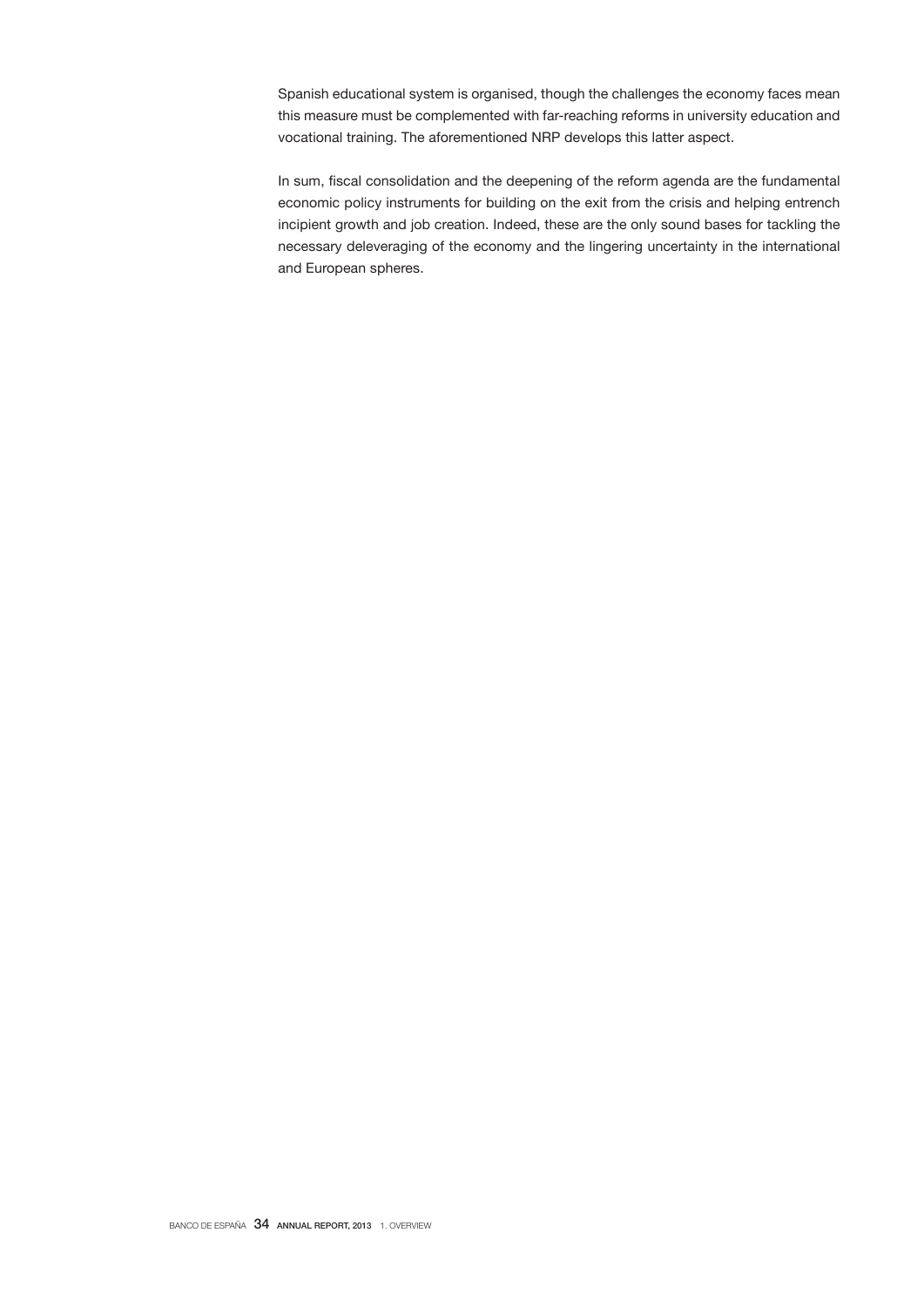Spanish educational system is organised, though the challenges the economy faces mean this measure must be complemented with far-reaching reforms in university education and vocational training. The aforementioned NRP develops this latter aspect.

In sum, fiscal consolidation and the deepening of the reform agenda are the fundamental economic policy instruments for building on the exit from the crisis and helping entrench incipient growth and job creation. Indeed, these are the only sound bases for tackling the necessary deleveraging of the economy and the lingering uncertainty in the international and European spheres.